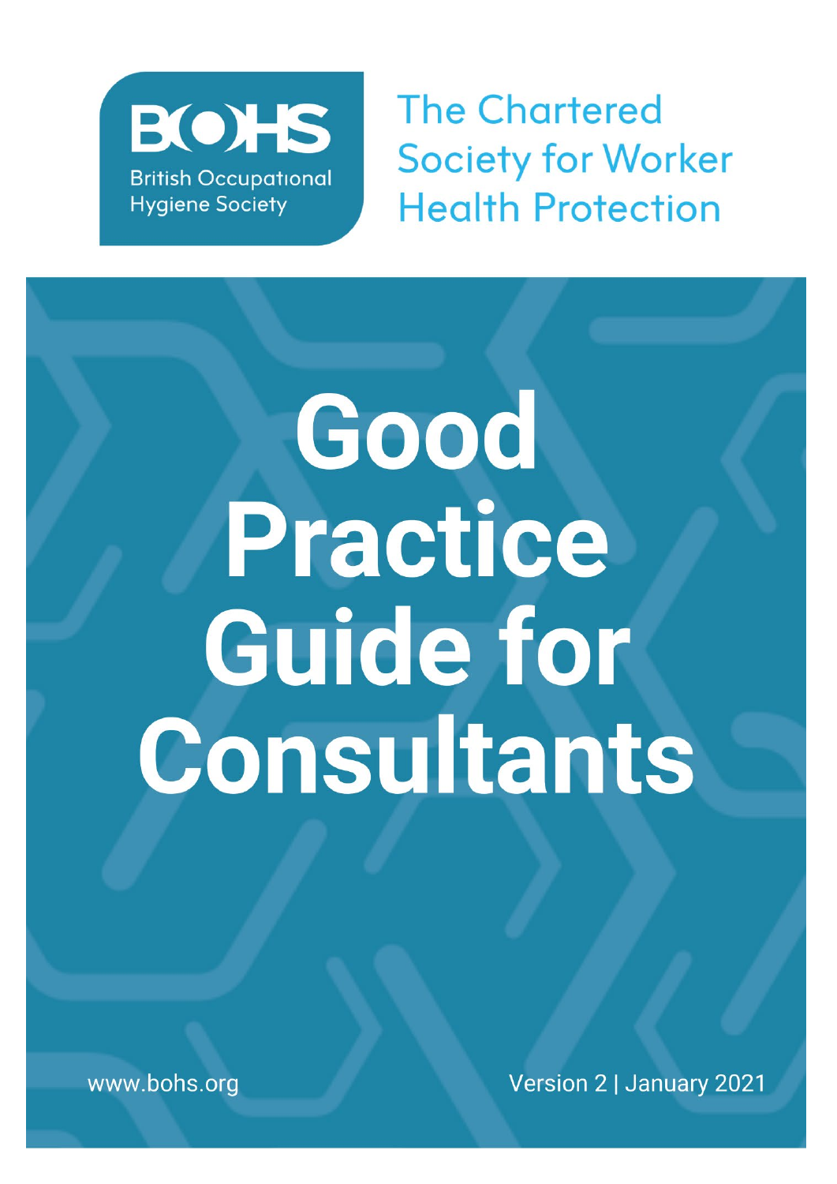BOHS

British Occupational Hygiene Society

The Chartered Society for Worker Health Protection

# Good Practice Guide for Consultants

www.bohs.org

Version 2 | January 2021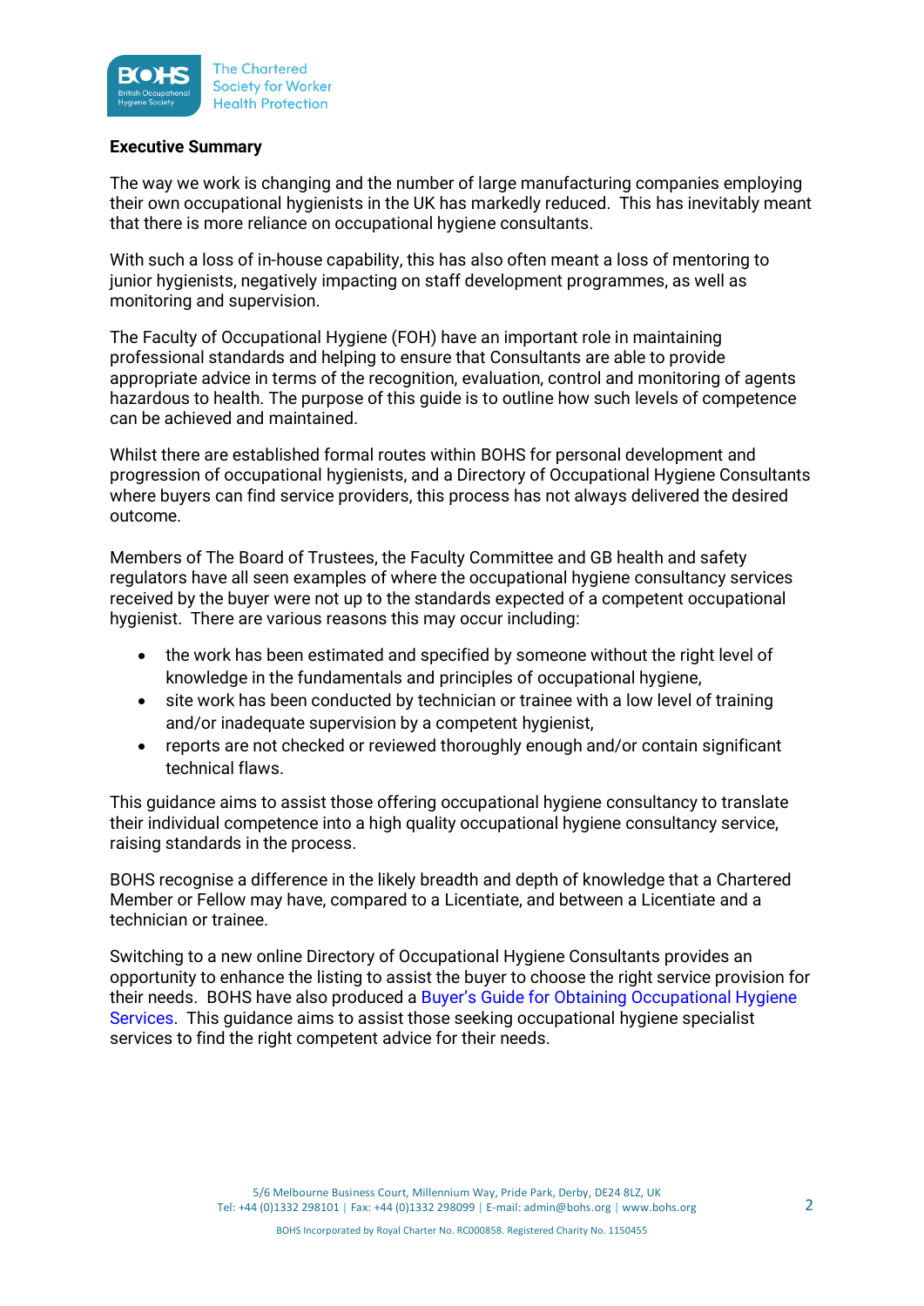**Executive Summary**

The way we work is changing and the number of large manufacturing companies employing their own occupational hygienists in the UK has markedly reduced. This has inevitably meant that there is more reliance on occupational hygiene consultants.

With such a loss of in-house capability, this has also often meant a loss of mentoring to junior hygienists, negatively impacting on staff development programmes, as well as monitoring and supervision.

The Faculty of Occupational Hygiene (FOH) have an important role in maintaining professional standards and helping to ensure that Consultants are able to provide appropriate advice in terms of the recognition, evaluation, control and monitoring of agents hazardous to health. The purpose of this guide is to outline how such levels of competence can be achieved and maintained.

Whilst there are established formal routes within BOHS for personal development and progression of occupational hygienists, and a Directory of Occupational Hygiene Consultants where buyers can find service providers, this process has not always delivered the desired outcome.

Members of The Board of Trustees, the Faculty Committee and GB health and safety regulators have all seen examples of where the occupational hygiene consultancy services received by the buyer were not up to the standards expected of a competent occupational hygienist. There are various reasons this may occur including:

- the work has been estimated and specified by someone without the right level of knowledge in the fundamentals and principles of occupational hygiene,
- site work has been conducted by technician or trainee with a low level of training and/or inadequate supervision by a competent hygienist,
- reports are not checked or reviewed thoroughly enough and/or contain significant technical flaws.

This guidance aims to assist those offering occupational hygiene consultancy to translate their individual competence into a high quality occupational hygiene consultancy service, raising standards in the process.

BOHS recognise a difference in the likely breadth and depth of knowledge that a Chartered Member or Fellow may have, compared to a Licentiate, and between a Licentiate and a technician or trainee.

Switching to a new online Directory of Occupational Hygiene Consultants provides an opportunity to enhance the listing to assist the buyer to choose the right service provision for their needs. BOHS have also produced a Buyer's Guide for Obtaining Occupational Hygiene Services. This guidance aims to assist those seeking occupational hygiene specialist services to find the right competent advice for their needs.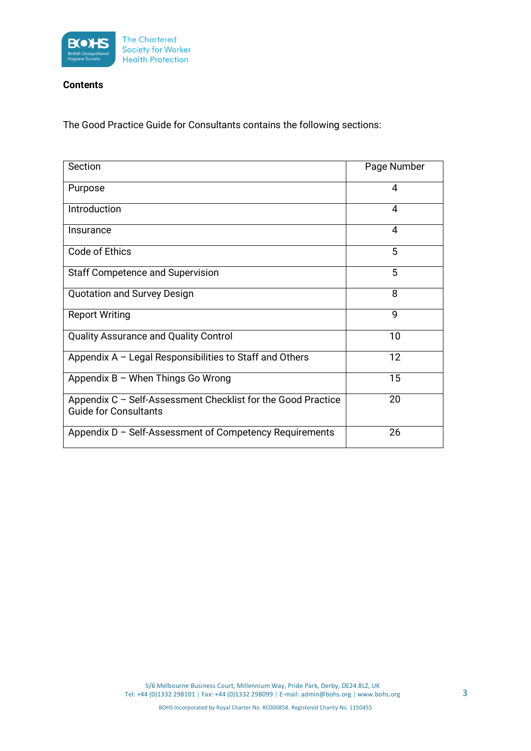**Contents**

The Good Practice Guide for Consultants contains the following sections:

| Section | Page Number |
| --- | --- |
| Purpose | 4 |
| Introduction | 4 |
| Insurance | 4 |
| Code of Ethics | 5 |
| Staff Competence and Supervision | 5 |
| Quotation and Survey Design | 8 |
| Report Writing | 9 |
| Quality Assurance and Quality Control | 10 |
| Appendix A – Legal Responsibilities to Staff and Others | 12 |
| Appendix B – When Things Go Wrong | 15 |
| Appendix C – Self-Assessment Checklist for the Good Practice Guide for Consultants | 20 |
| Appendix D – Self-Assessment of Competency Requirements | 26 |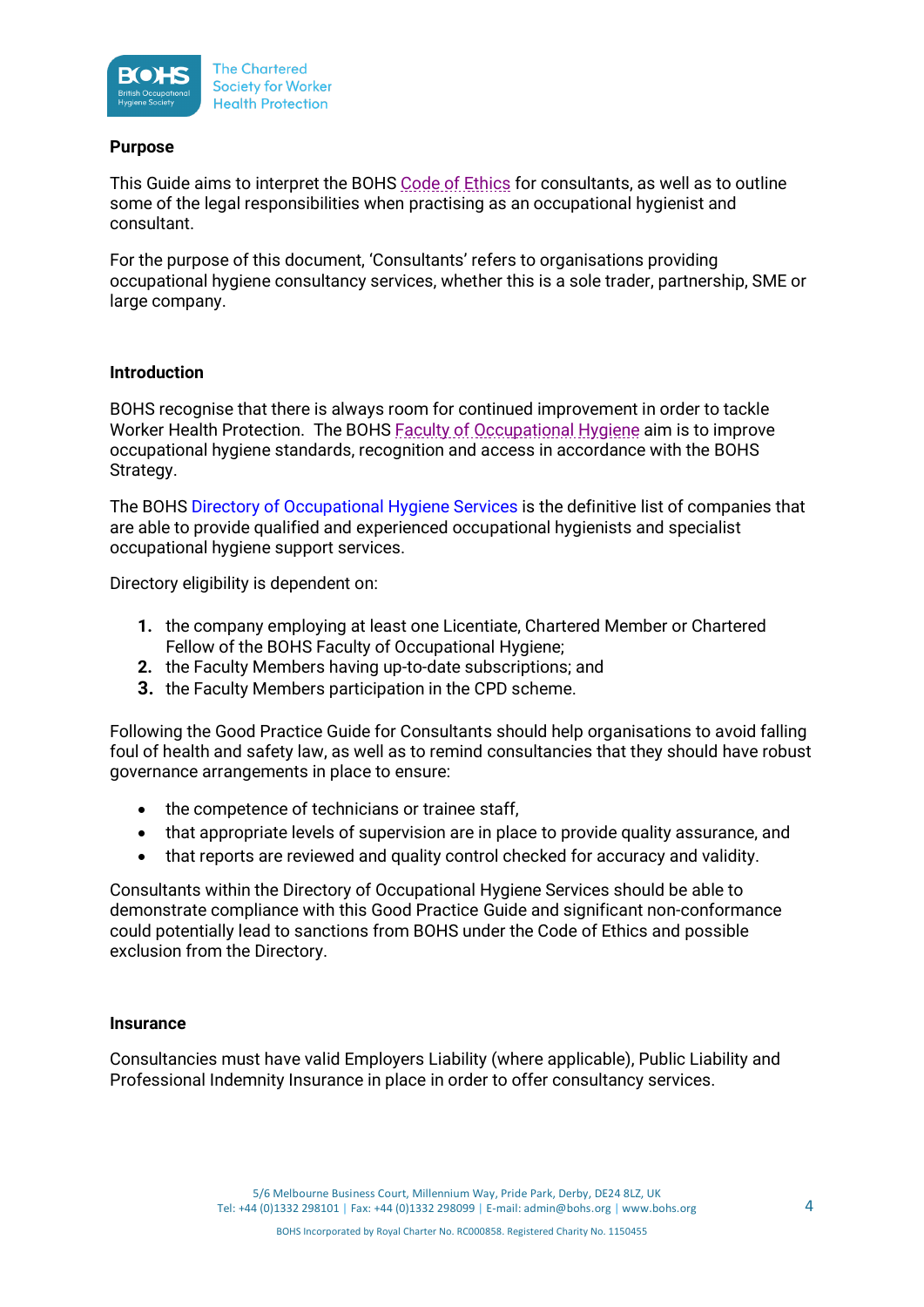## Purpose

This Guide aims to interpret the BOHS Code of Ethics for consultants, as well as to outline some of the legal responsibilities when practising as an occupational hygienist and consultant.

For the purpose of this document, 'Consultants' refers to organisations providing occupational hygiene consultancy services, whether this is a sole trader, partnership, SME or large company.

## Introduction

BOHS recognise that there is always room for continued improvement in order to tackle Worker Health Protection. The BOHS Faculty of Occupational Hygiene aim is to improve occupational hygiene standards, recognition and access in accordance with the BOHS Strategy.

The BOHS Directory of Occupational Hygiene Services is the definitive list of companies that are able to provide qualified and experienced occupational hygienists and specialist occupational hygiene support services.

Directory eligibility is dependent on:

1. the company employing at least one Licentiate, Chartered Member or Chartered Fellow of the BOHS Faculty of Occupational Hygiene;
2. the Faculty Members having up-to-date subscriptions; and
3. the Faculty Members participation in the CPD scheme.

Following the Good Practice Guide for Consultants should help organisations to avoid falling foul of health and safety law, as well as to remind consultancies that they should have robust governance arrangements in place to ensure:

- the competence of technicians or trainee staff,
- that appropriate levels of supervision are in place to provide quality assurance, and
- that reports are reviewed and quality control checked for accuracy and validity.

Consultants within the Directory of Occupational Hygiene Services should be able to demonstrate compliance with this Good Practice Guide and significant non-conformance could potentially lead to sanctions from BOHS under the Code of Ethics and possible exclusion from the Directory.

## Insurance

Consultancies must have valid Employers Liability (where applicable), Public Liability and Professional Indemnity Insurance in place in order to offer consultancy services.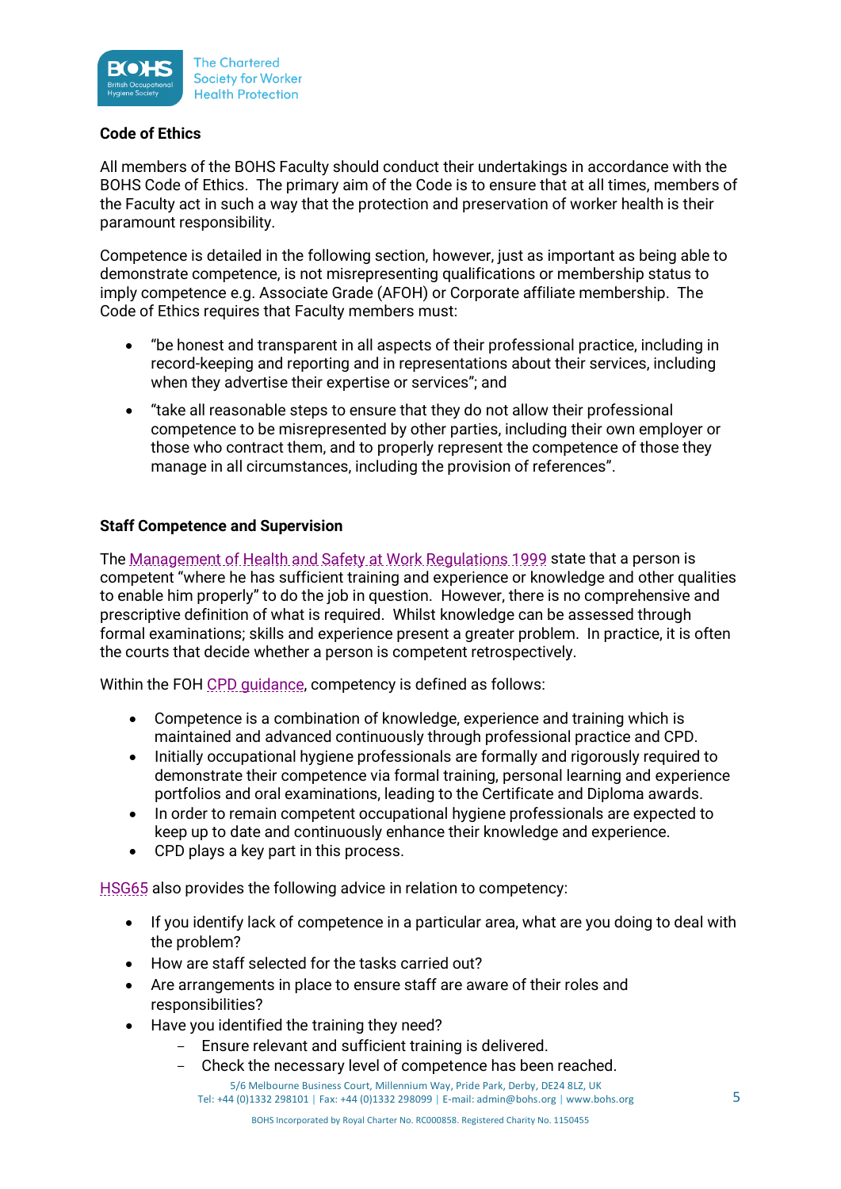**Code of Ethics**

All members of the BOHS Faculty should conduct their undertakings in accordance with the BOHS Code of Ethics. The primary aim of the Code is to ensure that at all times, members of the Faculty act in such a way that the protection and preservation of worker health is their paramount responsibility.

Competence is detailed in the following section, however, just as important as being able to demonstrate competence, is not misrepresenting qualifications or membership status to imply competence e.g. Associate Grade (AFOH) or Corporate affiliate membership. The Code of Ethics requires that Faculty members must:

- "be honest and transparent in all aspects of their professional practice, including in record-keeping and reporting and in representations about their services, including when they advertise their expertise or services"; and
- "take all reasonable steps to ensure that they do not allow their professional competence to be misrepresented by other parties, including their own employer or those who contract them, and to properly represent the competence of those they manage in all circumstances, including the provision of references".

**Staff Competence and Supervision**

The Management of Health and Safety at Work Regulations 1999 state that a person is competent "where he has sufficient training and experience or knowledge and other qualities to enable him properly" to do the job in question. However, there is no comprehensive and prescriptive definition of what is required. Whilst knowledge can be assessed through formal examinations; skills and experience present a greater problem. In practice, it is often the courts that decide whether a person is competent retrospectively.

Within the FOH CPD guidance, competency is defined as follows:

- Competence is a combination of knowledge, experience and training which is maintained and advanced continuously through professional practice and CPD.
- Initially occupational hygiene professionals are formally and rigorously required to demonstrate their competence via formal training, personal learning and experience portfolios and oral examinations, leading to the Certificate and Diploma awards.
- In order to remain competent occupational hygiene professionals are expected to keep up to date and continuously enhance their knowledge and experience.
- CPD plays a key part in this process.

HSG65 also provides the following advice in relation to competency:

- If you identify lack of competence in a particular area, what are you doing to deal with the problem?
- How are staff selected for the tasks carried out?
- Are arrangements in place to ensure staff are aware of their roles and responsibilities?
- Have you identified the training they need?
  - Ensure relevant and sufficient training is delivered.
  - Check the necessary level of competence has been reached.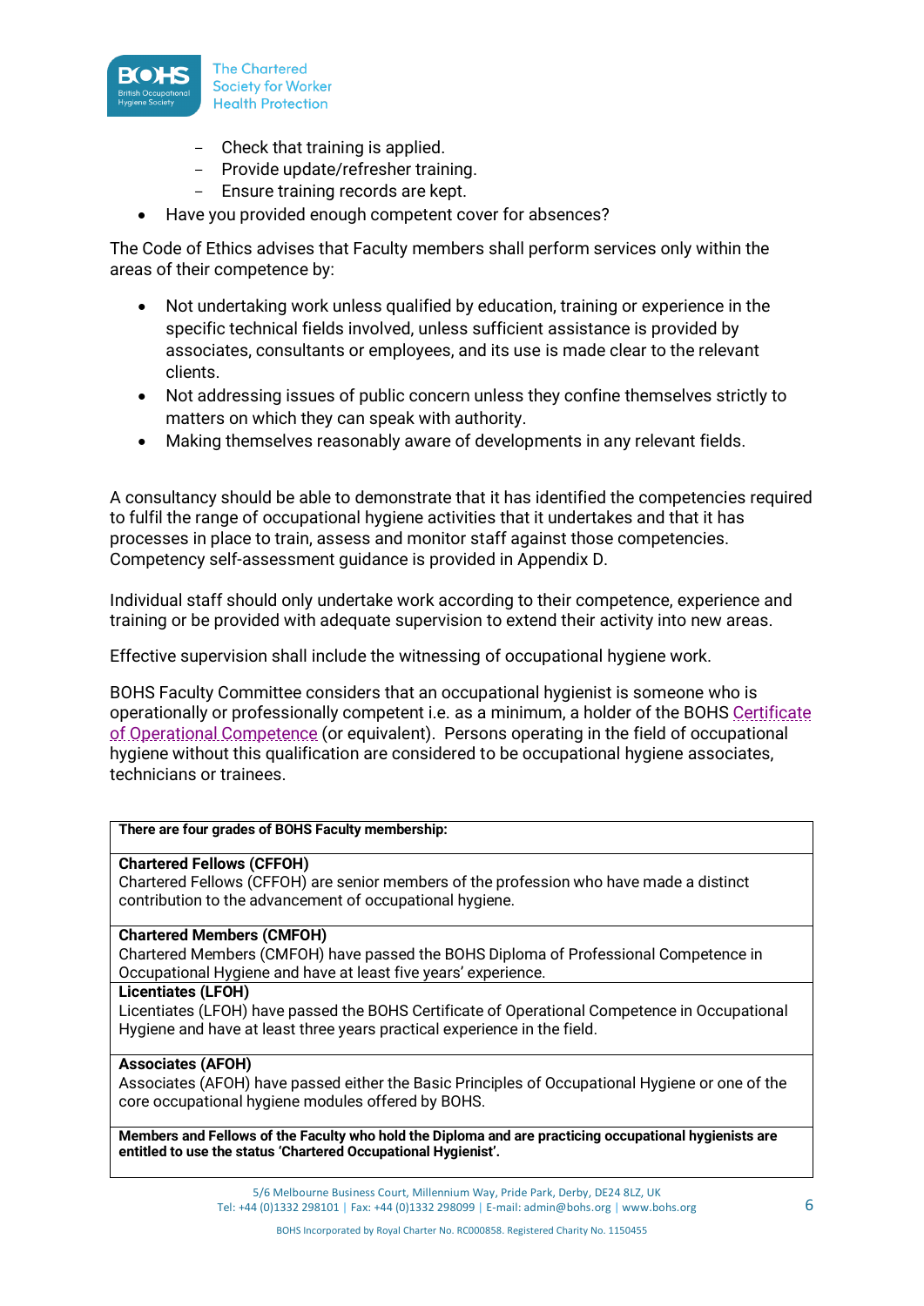- Check that training is applied.
  - Provide update/refresher training.
  - Ensure training records are kept.
- Have you provided enough competent cover for absences?

The Code of Ethics advises that Faculty members shall perform services only within the areas of their competence by:

- Not undertaking work unless qualified by education, training or experience in the specific technical fields involved, unless sufficient assistance is provided by associates, consultants or employees, and its use is made clear to the relevant clients.
- Not addressing issues of public concern unless they confine themselves strictly to matters on which they can speak with authority.
- Making themselves reasonably aware of developments in any relevant fields.

A consultancy should be able to demonstrate that it has identified the competencies required to fulfil the range of occupational hygiene activities that it undertakes and that it has processes in place to train, assess and monitor staff against those competencies. Competency self-assessment guidance is provided in Appendix D.

Individual staff should only undertake work according to their competence, experience and training or be provided with adequate supervision to extend their activity into new areas.

Effective supervision shall include the witnessing of occupational hygiene work.

BOHS Faculty Committee considers that an occupational hygienist is someone who is operationally or professionally competent i.e. as a minimum, a holder of the BOHS Certificate of Operational Competence (or equivalent). Persons operating in the field of occupational hygiene without this qualification are considered to be occupational hygiene associates, technicians or trainees.

| **There are four grades of BOHS Faculty membership:** |
|---|
| **Chartered Fellows (CFFOH)**<br>Chartered Fellows (CFFOH) are senior members of the profession who have made a distinct contribution to the advancement of occupational hygiene. |
| **Chartered Members (CMFOH)**<br>Chartered Members (CMFOH) have passed the BOHS Diploma of Professional Competence in Occupational Hygiene and have at least five years' experience. |
| **Licentiates (LFOH)**<br>Licentiates (LFOH) have passed the BOHS Certificate of Operational Competence in Occupational Hygiene and have at least three years practical experience in the field. |
| **Associates (AFOH)**<br>Associates (AFOH) have passed either the Basic Principles of Occupational Hygiene or one of the core occupational hygiene modules offered by BOHS. |
| **Members and Fellows of the Faculty who hold the Diploma and are practicing occupational hygienists are entitled to use the status 'Chartered Occupational Hygienist'.** |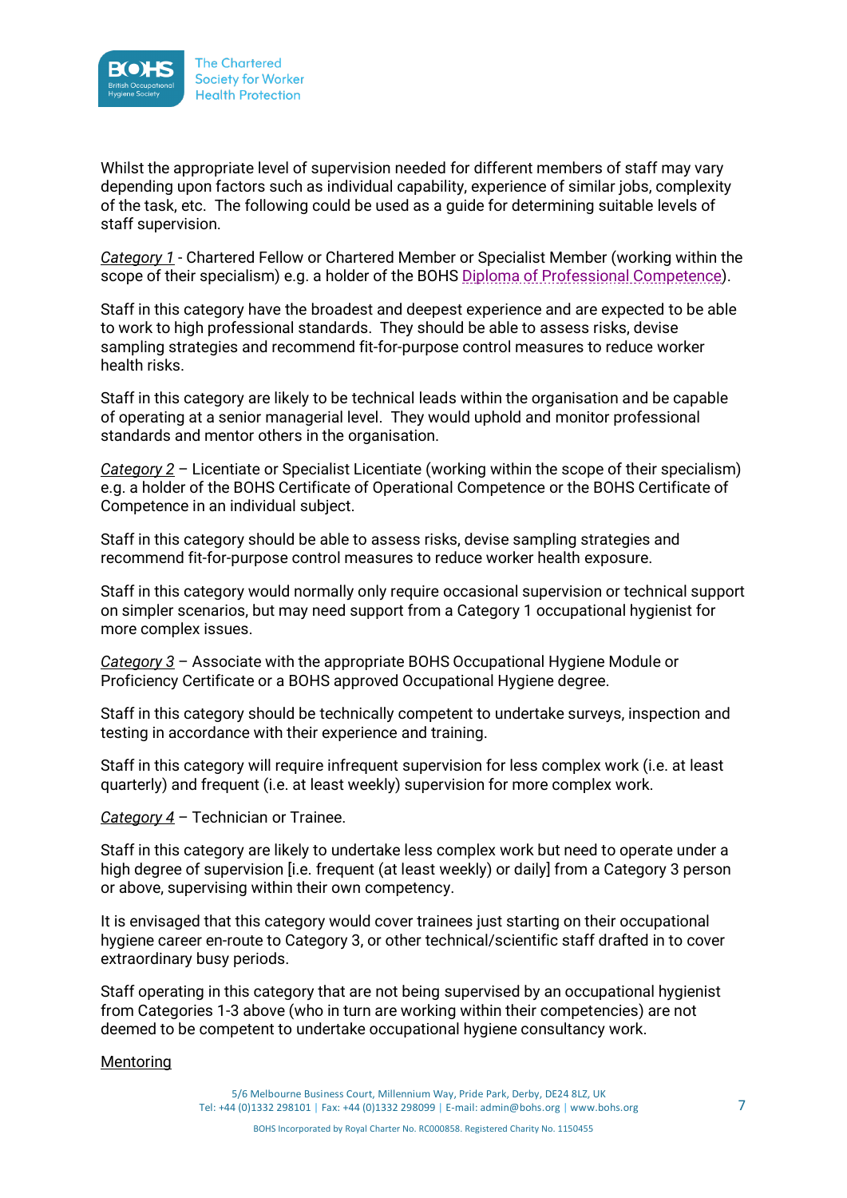Whilst the appropriate level of supervision needed for different members of staff may vary depending upon factors such as individual capability, experience of similar jobs, complexity of the task, etc. The following could be used as a guide for determining suitable levels of staff supervision.

*Category 1* - Chartered Fellow or Chartered Member or Specialist Member (working within the scope of their specialism) e.g. a holder of the BOHS Diploma of Professional Competence).

Staff in this category have the broadest and deepest experience and are expected to be able to work to high professional standards. They should be able to assess risks, devise sampling strategies and recommend fit-for-purpose control measures to reduce worker health risks.

Staff in this category are likely to be technical leads within the organisation and be capable of operating at a senior managerial level. They would uphold and monitor professional standards and mentor others in the organisation.

*Category 2* – Licentiate or Specialist Licentiate (working within the scope of their specialism) e.g. a holder of the BOHS Certificate of Operational Competence or the BOHS Certificate of Competence in an individual subject.

Staff in this category should be able to assess risks, devise sampling strategies and recommend fit-for-purpose control measures to reduce worker health exposure.

Staff in this category would normally only require occasional supervision or technical support on simpler scenarios, but may need support from a Category 1 occupational hygienist for more complex issues.

*Category 3* – Associate with the appropriate BOHS Occupational Hygiene Module or Proficiency Certificate or a BOHS approved Occupational Hygiene degree.

Staff in this category should be technically competent to undertake surveys, inspection and testing in accordance with their experience and training.

Staff in this category will require infrequent supervision for less complex work (i.e. at least quarterly) and frequent (i.e. at least weekly) supervision for more complex work.

*Category 4* – Technician or Trainee.

Staff in this category are likely to undertake less complex work but need to operate under a high degree of supervision [i.e. frequent (at least weekly) or daily] from a Category 3 person or above, supervising within their own competency.

It is envisaged that this category would cover trainees just starting on their occupational hygiene career en-route to Category 3, or other technical/scientific staff drafted in to cover extraordinary busy periods.

Staff operating in this category that are not being supervised by an occupational hygienist from Categories 1-3 above (who in turn are working within their competencies) are not deemed to be competent to undertake occupational hygiene consultancy work.

Mentoring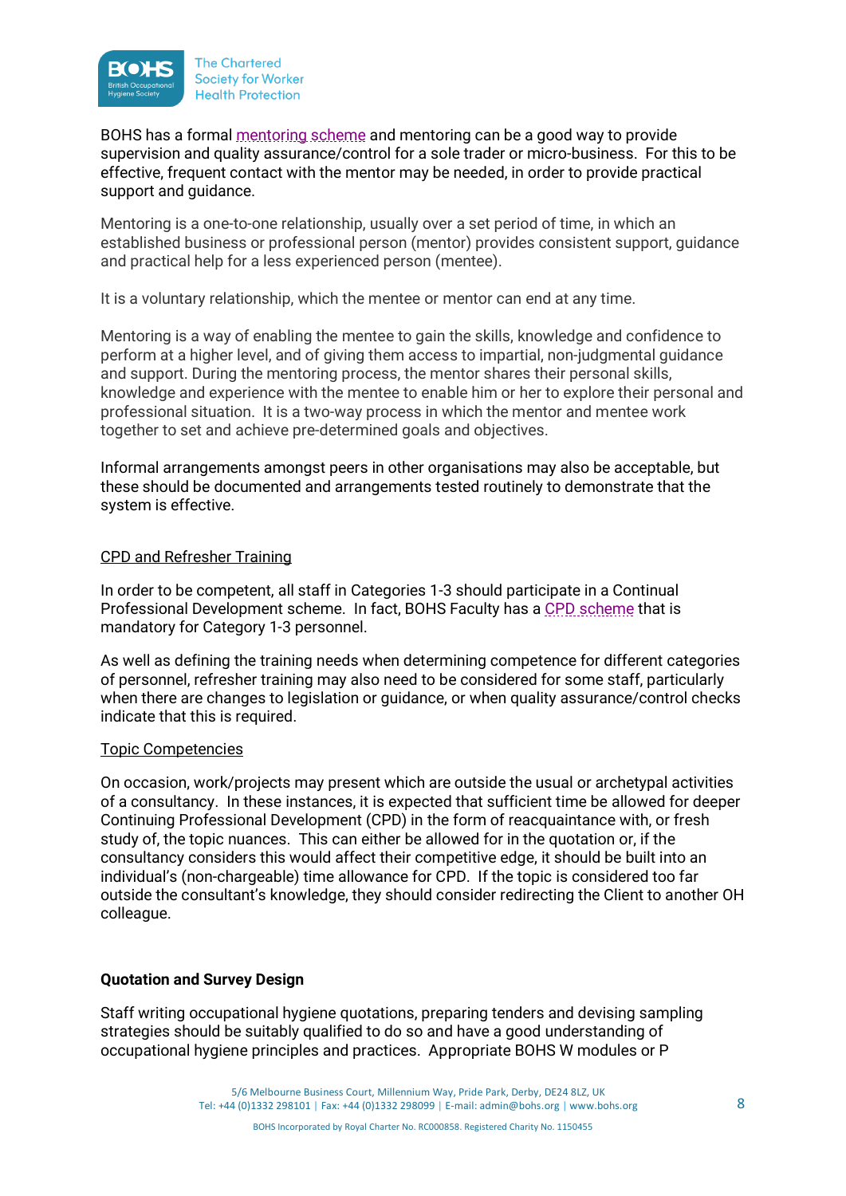BOHS has a formal mentoring scheme and mentoring can be a good way to provide supervision and quality assurance/control for a sole trader or micro-business. For this to be effective, frequent contact with the mentor may be needed, in order to provide practical support and guidance.

Mentoring is a one-to-one relationship, usually over a set period of time, in which an established business or professional person (mentor) provides consistent support, guidance and practical help for a less experienced person (mentee).

It is a voluntary relationship, which the mentee or mentor can end at any time.

Mentoring is a way of enabling the mentee to gain the skills, knowledge and confidence to perform at a higher level, and of giving them access to impartial, non-judgmental guidance and support. During the mentoring process, the mentor shares their personal skills, knowledge and experience with the mentee to enable him or her to explore their personal and professional situation. It is a two-way process in which the mentor and mentee work together to set and achieve pre-determined goals and objectives.

Informal arrangements amongst peers in other organisations may also be acceptable, but these should be documented and arrangements tested routinely to demonstrate that the system is effective.

CPD and Refresher Training

In order to be competent, all staff in Categories 1-3 should participate in a Continual Professional Development scheme. In fact, BOHS Faculty has a CPD scheme that is mandatory for Category 1-3 personnel.

As well as defining the training needs when determining competence for different categories of personnel, refresher training may also need to be considered for some staff, particularly when there are changes to legislation or guidance, or when quality assurance/control checks indicate that this is required.

Topic Competencies

On occasion, work/projects may present which are outside the usual or archetypal activities of a consultancy. In these instances, it is expected that sufficient time be allowed for deeper Continuing Professional Development (CPD) in the form of reacquaintance with, or fresh study of, the topic nuances. This can either be allowed for in the quotation or, if the consultancy considers this would affect their competitive edge, it should be built into an individual's (non-chargeable) time allowance for CPD. If the topic is considered too far outside the consultant's knowledge, they should consider redirecting the Client to another OH colleague.

**Quotation and Survey Design**

Staff writing occupational hygiene quotations, preparing tenders and devising sampling strategies should be suitably qualified to do so and have a good understanding of occupational hygiene principles and practices. Appropriate BOHS W modules or P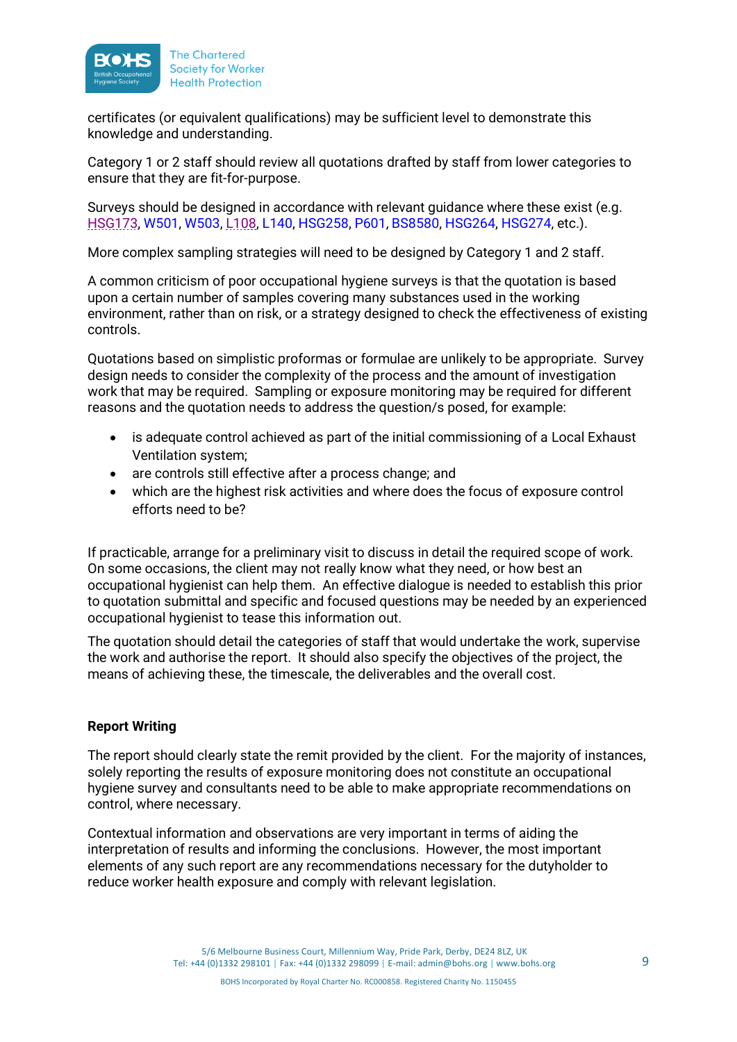certificates (or equivalent qualifications) may be sufficient level to demonstrate this knowledge and understanding.

Category 1 or 2 staff should review all quotations drafted by staff from lower categories to ensure that they are fit-for-purpose.

Surveys should be designed in accordance with relevant guidance where these exist (e.g. HSG173, W501, W503, L108, L140, HSG258, P601, BS8580, HSG264, HSG274, etc.).

More complex sampling strategies will need to be designed by Category 1 and 2 staff.

A common criticism of poor occupational hygiene surveys is that the quotation is based upon a certain number of samples covering many substances used in the working environment, rather than on risk, or a strategy designed to check the effectiveness of existing controls.

Quotations based on simplistic proformas or formulae are unlikely to be appropriate. Survey design needs to consider the complexity of the process and the amount of investigation work that may be required. Sampling or exposure monitoring may be required for different reasons and the quotation needs to address the question/s posed, for example:

- is adequate control achieved as part of the initial commissioning of a Local Exhaust Ventilation system;
- are controls still effective after a process change; and
- which are the highest risk activities and where does the focus of exposure control efforts need to be?

If practicable, arrange for a preliminary visit to discuss in detail the required scope of work. On some occasions, the client may not really know what they need, or how best an occupational hygienist can help them. An effective dialogue is needed to establish this prior to quotation submittal and specific and focused questions may be needed by an experienced occupational hygienist to tease this information out.

The quotation should detail the categories of staff that would undertake the work, supervise the work and authorise the report. It should also specify the objectives of the project, the means of achieving these, the timescale, the deliverables and the overall cost.

**Report Writing**

The report should clearly state the remit provided by the client. For the majority of instances, solely reporting the results of exposure monitoring does not constitute an occupational hygiene survey and consultants need to be able to make appropriate recommendations on control, where necessary.

Contextual information and observations are very important in terms of aiding the interpretation of results and informing the conclusions. However, the most important elements of any such report are any recommendations necessary for the dutyholder to reduce worker health exposure and comply with relevant legislation.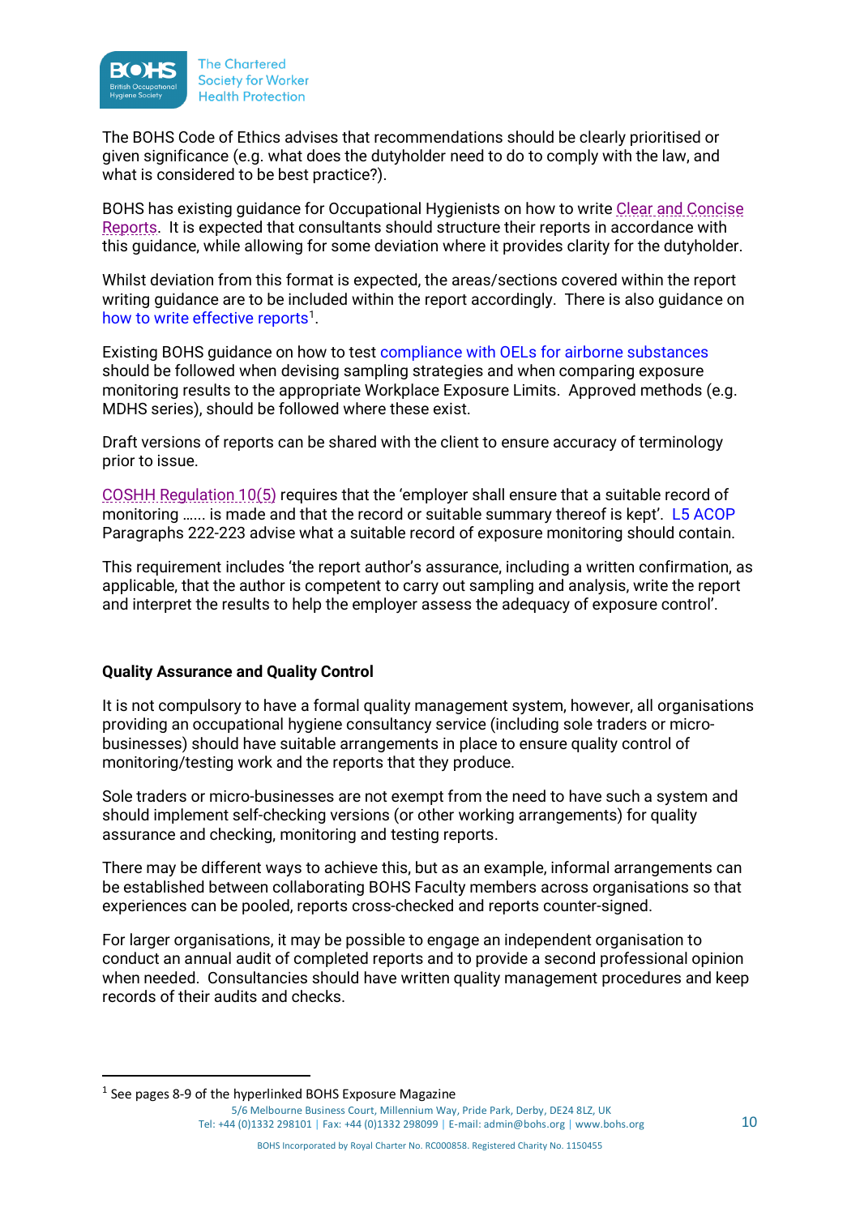The BOHS Code of Ethics advises that recommendations should be clearly prioritised or given significance (e.g. what does the dutyholder need to do to comply with the law, and what is considered to be best practice?).

BOHS has existing guidance for Occupational Hygienists on how to write Clear and Concise Reports. It is expected that consultants should structure their reports in accordance with this guidance, while allowing for some deviation where it provides clarity for the dutyholder.

Whilst deviation from this format is expected, the areas/sections covered within the report writing guidance are to be included within the report accordingly. There is also guidance on how to write effective reports[1].

Existing BOHS guidance on how to test compliance with OELs for airborne substances should be followed when devising sampling strategies and when comparing exposure monitoring results to the appropriate Workplace Exposure Limits. Approved methods (e.g. MDHS series), should be followed where these exist.

Draft versions of reports can be shared with the client to ensure accuracy of terminology prior to issue.

COSHH Regulation 10(5) requires that the 'employer shall ensure that a suitable record of monitoring …… is made and that the record or suitable summary thereof is kept'. L5 ACOP Paragraphs 222-223 advise what a suitable record of exposure monitoring should contain.

This requirement includes 'the report author's assurance, including a written confirmation, as applicable, that the author is competent to carry out sampling and analysis, write the report and interpret the results to help the employer assess the adequacy of exposure control'.

**Quality Assurance and Quality Control**

It is not compulsory to have a formal quality management system, however, all organisations providing an occupational hygiene consultancy service (including sole traders or micro-businesses) should have suitable arrangements in place to ensure quality control of monitoring/testing work and the reports that they produce.

Sole traders or micro-businesses are not exempt from the need to have such a system and should implement self-checking versions (or other working arrangements) for quality assurance and checking, monitoring and testing reports.

There may be different ways to achieve this, but as an example, informal arrangements can be established between collaborating BOHS Faculty members across organisations so that experiences can be pooled, reports cross-checked and reports counter-signed.

For larger organisations, it may be possible to engage an independent organisation to conduct an annual audit of completed reports and to provide a second professional opinion when needed. Consultancies should have written quality management procedures and keep records of their audits and checks.

[1] See pages 8-9 of the hyperlinked BOHS Exposure Magazine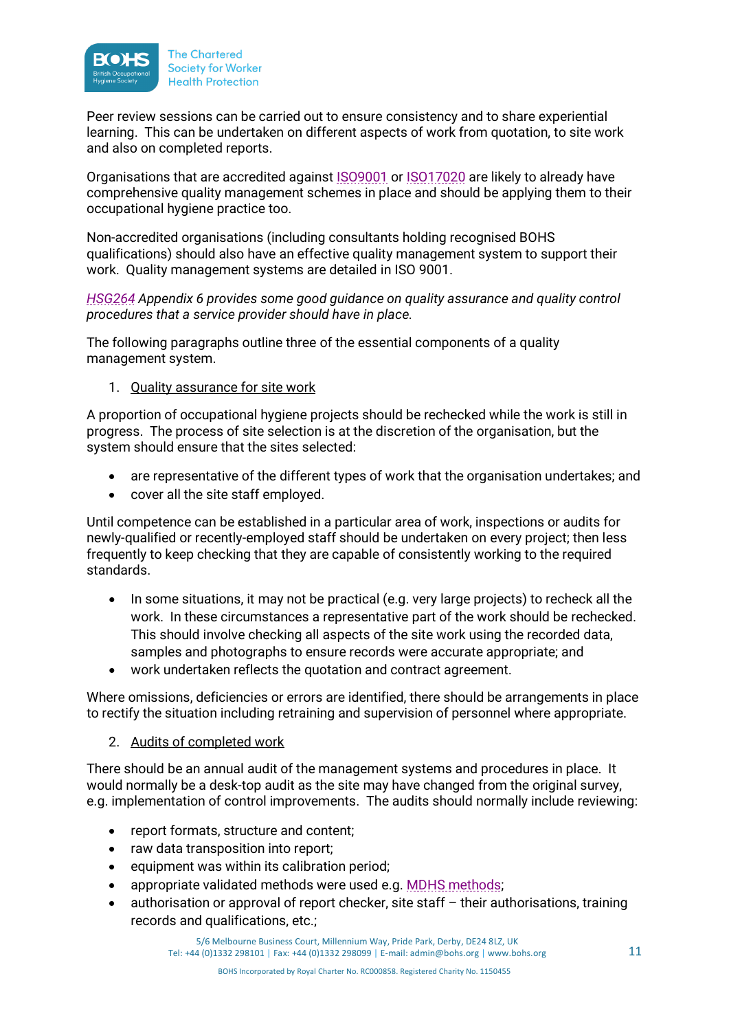Peer review sessions can be carried out to ensure consistency and to share experiential learning. This can be undertaken on different aspects of work from quotation, to site work and also on completed reports.

Organisations that are accredited against ISO9001 or ISO17020 are likely to already have comprehensive quality management schemes in place and should be applying them to their occupational hygiene practice too.

Non-accredited organisations (including consultants holding recognised BOHS qualifications) should also have an effective quality management system to support their work. Quality management systems are detailed in ISO 9001.

*HSG264 Appendix 6 provides some good guidance on quality assurance and quality control procedures that a service provider should have in place.*

The following paragraphs outline three of the essential components of a quality management system.

1. Quality assurance for site work

A proportion of occupational hygiene projects should be rechecked while the work is still in progress. The process of site selection is at the discretion of the organisation, but the system should ensure that the sites selected:

- are representative of the different types of work that the organisation undertakes; and
- cover all the site staff employed.

Until competence can be established in a particular area of work, inspections or audits for newly-qualified or recently-employed staff should be undertaken on every project; then less frequently to keep checking that they are capable of consistently working to the required standards.

- In some situations, it may not be practical (e.g. very large projects) to recheck all the work. In these circumstances a representative part of the work should be rechecked. This should involve checking all aspects of the site work using the recorded data, samples and photographs to ensure records were accurate appropriate; and
- work undertaken reflects the quotation and contract agreement.

Where omissions, deficiencies or errors are identified, there should be arrangements in place to rectify the situation including retraining and supervision of personnel where appropriate.

2. Audits of completed work

There should be an annual audit of the management systems and procedures in place. It would normally be a desk-top audit as the site may have changed from the original survey, e.g. implementation of control improvements. The audits should normally include reviewing:

- report formats, structure and content;
- raw data transposition into report;
- equipment was within its calibration period;
- appropriate validated methods were used e.g. MDHS methods;
- authorisation or approval of report checker, site staff – their authorisations, training records and qualifications, etc.;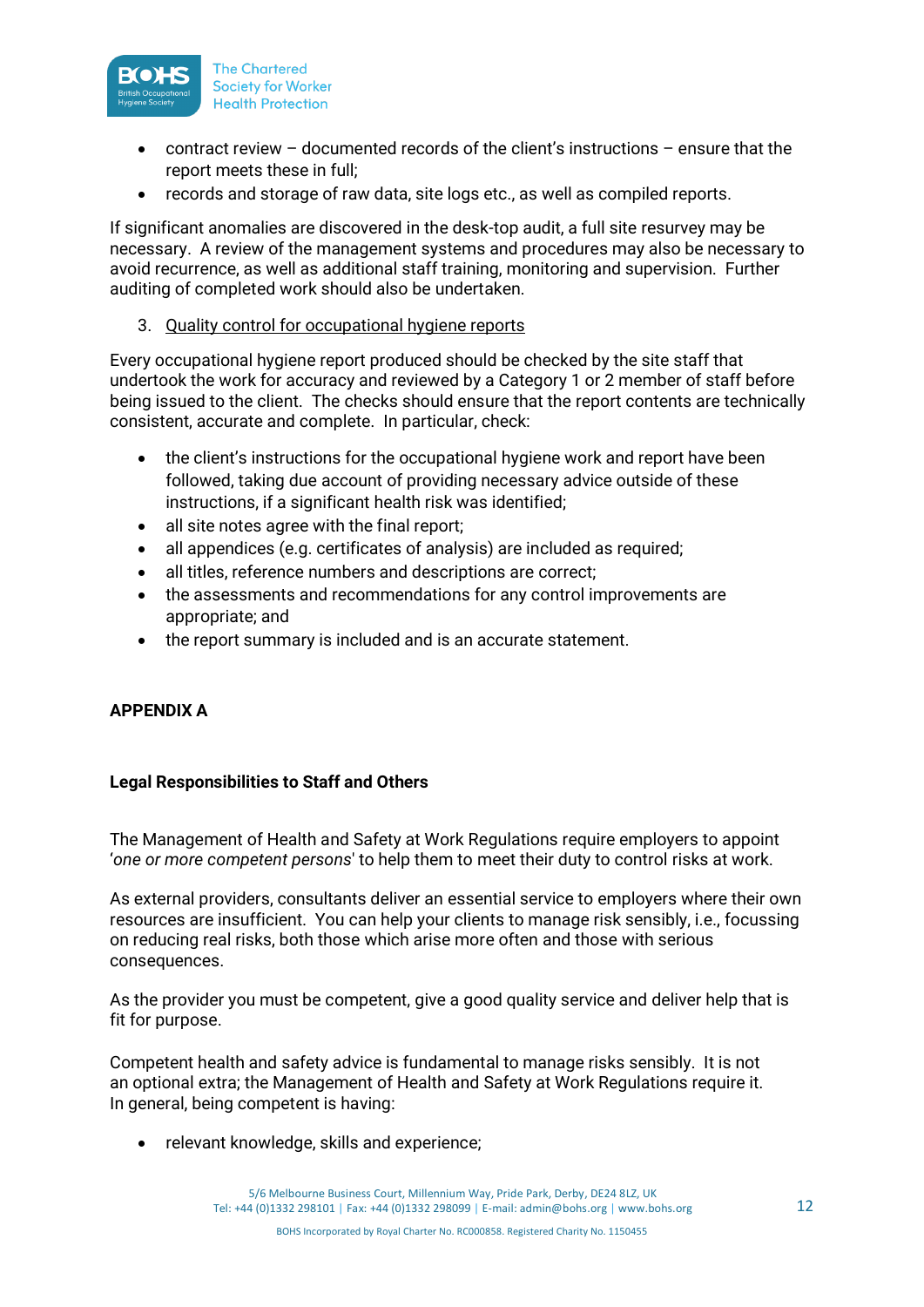- contract review – documented records of the client's instructions – ensure that the report meets these in full;
- records and storage of raw data, site logs etc., as well as compiled reports.

If significant anomalies are discovered in the desk-top audit, a full site resurvey may be necessary. A review of the management systems and procedures may also be necessary to avoid recurrence, as well as additional staff training, monitoring and supervision. Further auditing of completed work should also be undertaken.

3. Quality control for occupational hygiene reports

Every occupational hygiene report produced should be checked by the site staff that undertook the work for accuracy and reviewed by a Category 1 or 2 member of staff before being issued to the client. The checks should ensure that the report contents are technically consistent, accurate and complete. In particular, check:

- the client's instructions for the occupational hygiene work and report have been followed, taking due account of providing necessary advice outside of these instructions, if a significant health risk was identified;
- all site notes agree with the final report;
- all appendices (e.g. certificates of analysis) are included as required;
- all titles, reference numbers and descriptions are correct;
- the assessments and recommendations for any control improvements are appropriate; and
- the report summary is included and is an accurate statement.

## APPENDIX A

### Legal Responsibilities to Staff and Others

The Management of Health and Safety at Work Regulations require employers to appoint '*one or more competent persons*' to help them to meet their duty to control risks at work.

As external providers, consultants deliver an essential service to employers where their own resources are insufficient. You can help your clients to manage risk sensibly, i.e., focussing on reducing real risks, both those which arise more often and those with serious consequences.

As the provider you must be competent, give a good quality service and deliver help that is fit for purpose.

Competent health and safety advice is fundamental to manage risks sensibly. It is not an optional extra; the Management of Health and Safety at Work Regulations require it. In general, being competent is having:

- relevant knowledge, skills and experience;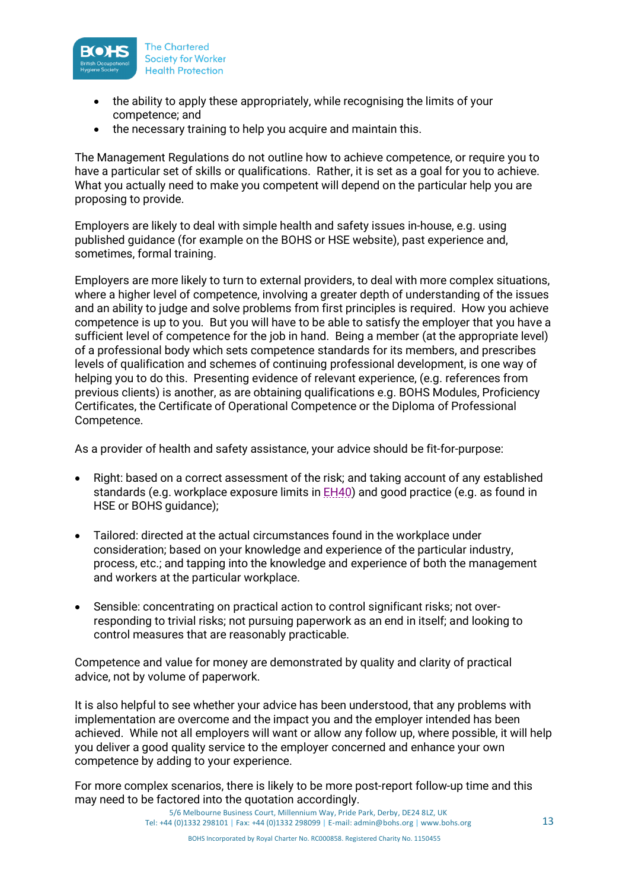- the ability to apply these appropriately, while recognising the limits of your competence; and
- the necessary training to help you acquire and maintain this.

The Management Regulations do not outline how to achieve competence, or require you to have a particular set of skills or qualifications. Rather, it is set as a goal for you to achieve. What you actually need to make you competent will depend on the particular help you are proposing to provide.

Employers are likely to deal with simple health and safety issues in-house, e.g. using published guidance (for example on the BOHS or HSE website), past experience and, sometimes, formal training.

Employers are more likely to turn to external providers, to deal with more complex situations, where a higher level of competence, involving a greater depth of understanding of the issues and an ability to judge and solve problems from first principles is required. How you achieve competence is up to you. But you will have to be able to satisfy the employer that you have a sufficient level of competence for the job in hand. Being a member (at the appropriate level) of a professional body which sets competence standards for its members, and prescribes levels of qualification and schemes of continuing professional development, is one way of helping you to do this. Presenting evidence of relevant experience, (e.g. references from previous clients) is another, as are obtaining qualifications e.g. BOHS Modules, Proficiency Certificates, the Certificate of Operational Competence or the Diploma of Professional Competence.

As a provider of health and safety assistance, your advice should be fit-for-purpose:

- Right: based on a correct assessment of the risk; and taking account of any established standards (e.g. workplace exposure limits in EH40) and good practice (e.g. as found in HSE or BOHS guidance);

- Tailored: directed at the actual circumstances found in the workplace under consideration; based on your knowledge and experience of the particular industry, process, etc.; and tapping into the knowledge and experience of both the management and workers at the particular workplace.

- Sensible: concentrating on practical action to control significant risks; not over-responding to trivial risks; not pursuing paperwork as an end in itself; and looking to control measures that are reasonably practicable.

Competence and value for money are demonstrated by quality and clarity of practical advice, not by volume of paperwork.

It is also helpful to see whether your advice has been understood, that any problems with implementation are overcome and the impact you and the employer intended has been achieved. While not all employers will want or allow any follow up, where possible, it will help you deliver a good quality service to the employer concerned and enhance your own competence by adding to your experience.

For more complex scenarios, there is likely to be more post-report follow-up time and this may need to be factored into the quotation accordingly.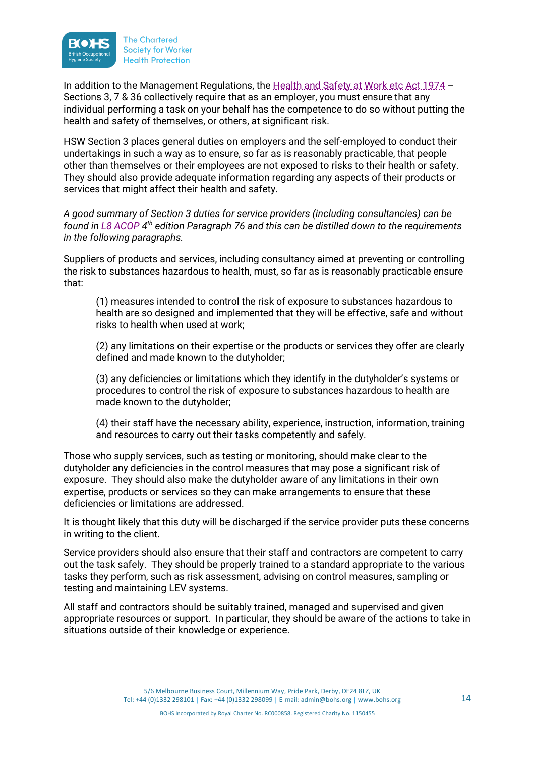In addition to the Management Regulations, the Health and Safety at Work etc Act 1974 – Sections 3, 7 & 36 collectively require that as an employer, you must ensure that any individual performing a task on your behalf has the competence to do so without putting the health and safety of themselves, or others, at significant risk.

HSW Section 3 places general duties on employers and the self-employed to conduct their undertakings in such a way as to ensure, so far as is reasonably practicable, that people other than themselves or their employees are not exposed to risks to their health or safety. They should also provide adequate information regarding any aspects of their products or services that might affect their health and safety.

*A good summary of Section 3 duties for service providers (including consultancies) can be found in L8 ACOP 4th edition Paragraph 76 and this can be distilled down to the requirements in the following paragraphs.*

Suppliers of products and services, including consultancy aimed at preventing or controlling the risk to substances hazardous to health, must, so far as is reasonably practicable ensure that:

> (1) measures intended to control the risk of exposure to substances hazardous to health are so designed and implemented that they will be effective, safe and without risks to health when used at work;
>
> (2) any limitations on their expertise or the products or services they offer are clearly defined and made known to the dutyholder;
>
> (3) any deficiencies or limitations which they identify in the dutyholder's systems or procedures to control the risk of exposure to substances hazardous to health are made known to the dutyholder;
>
> (4) their staff have the necessary ability, experience, instruction, information, training and resources to carry out their tasks competently and safely.

Those who supply services, such as testing or monitoring, should make clear to the dutyholder any deficiencies in the control measures that may pose a significant risk of exposure. They should also make the dutyholder aware of any limitations in their own expertise, products or services so they can make arrangements to ensure that these deficiencies or limitations are addressed.

It is thought likely that this duty will be discharged if the service provider puts these concerns in writing to the client.

Service providers should also ensure that their staff and contractors are competent to carry out the task safely. They should be properly trained to a standard appropriate to the various tasks they perform, such as risk assessment, advising on control measures, sampling or testing and maintaining LEV systems.

All staff and contractors should be suitably trained, managed and supervised and given appropriate resources or support. In particular, they should be aware of the actions to take in situations outside of their knowledge or experience.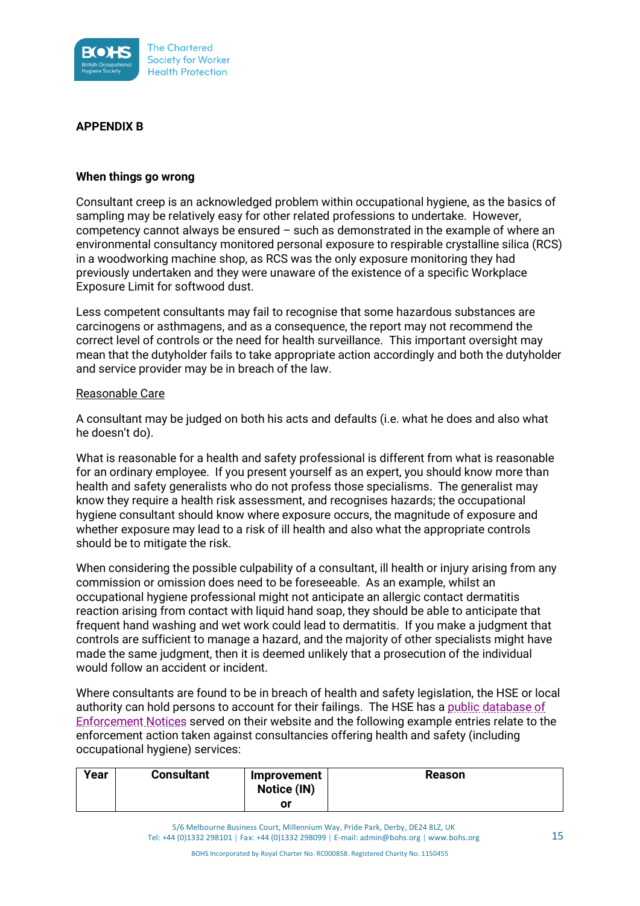## APPENDIX B

### When things go wrong

Consultant creep is an acknowledged problem within occupational hygiene, as the basics of sampling may be relatively easy for other related professions to undertake. However, competency cannot always be ensured – such as demonstrated in the example of where an environmental consultancy monitored personal exposure to respirable crystalline silica (RCS) in a woodworking machine shop, as RCS was the only exposure monitoring they had previously undertaken and they were unaware of the existence of a specific Workplace Exposure Limit for softwood dust.

Less competent consultants may fail to recognise that some hazardous substances are carcinogens or asthmagens, and as a consequence, the report may not recommend the correct level of controls or the need for health surveillance. This important oversight may mean that the dutyholder fails to take appropriate action accordingly and both the dutyholder and service provider may be in breach of the law.

Reasonable Care

A consultant may be judged on both his acts and defaults (i.e. what he does and also what he doesn't do).

What is reasonable for a health and safety professional is different from what is reasonable for an ordinary employee. If you present yourself as an expert, you should know more than health and safety generalists who do not profess those specialisms. The generalist may know they require a health risk assessment, and recognises hazards; the occupational hygiene consultant should know where exposure occurs, the magnitude of exposure and whether exposure may lead to a risk of ill health and also what the appropriate controls should be to mitigate the risk.

When considering the possible culpability of a consultant, ill health or injury arising from any commission or omission does need to be foreseeable. As an example, whilst an occupational hygiene professional might not anticipate an allergic contact dermatitis reaction arising from contact with liquid hand soap, they should be able to anticipate that frequent hand washing and wet work could lead to dermatitis. If you make a judgment that controls are sufficient to manage a hazard, and the majority of other specialists might have made the same judgment, then it is deemed unlikely that a prosecution of the individual would follow an accident or incident.

Where consultants are found to be in breach of health and safety legislation, the HSE or local authority can hold persons to account for their failings. The HSE has a public database of Enforcement Notices served on their website and the following example entries relate to the enforcement action taken against consultancies offering health and safety (including occupational hygiene) services:

| Year | Consultant | Improvement Notice (IN) or | Reason |
|---|---|---|---|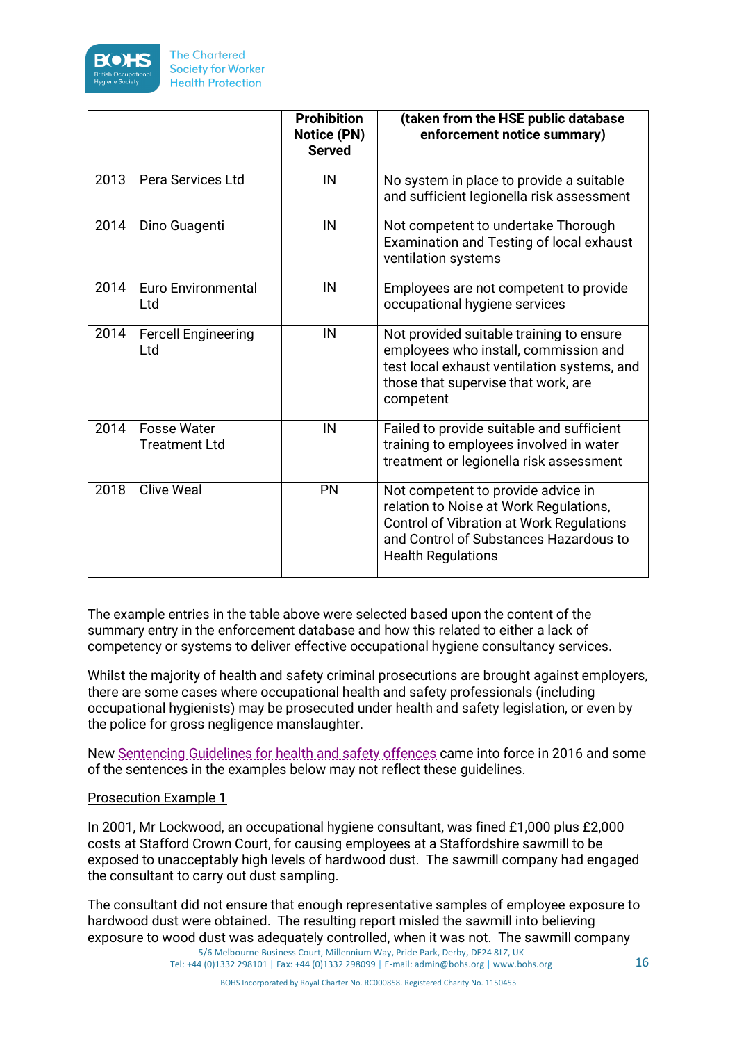|  |  | Prohibition Notice (PN) Served | (taken from the HSE public database enforcement notice summary) |
|---|---|---|---|
| 2013 | Pera Services Ltd | IN | No system in place to provide a suitable and sufficient legionella risk assessment |
| 2014 | Dino Guagenti | IN | Not competent to undertake Thorough Examination and Testing of local exhaust ventilation systems |
| 2014 | Euro Environmental Ltd | IN | Employees are not competent to provide occupational hygiene services |
| 2014 | Fercell Engineering Ltd | IN | Not provided suitable training to ensure employees who install, commission and test local exhaust ventilation systems, and those that supervise that work, are competent |
| 2014 | Fosse Water Treatment Ltd | IN | Failed to provide suitable and sufficient training to employees involved in water treatment or legionella risk assessment |
| 2018 | Clive Weal | PN | Not competent to provide advice in relation to Noise at Work Regulations, Control of Vibration at Work Regulations and Control of Substances Hazardous to Health Regulations |

The example entries in the table above were selected based upon the content of the summary entry in the enforcement database and how this related to either a lack of competency or systems to deliver effective occupational hygiene consultancy services.

Whilst the majority of health and safety criminal prosecutions are brought against employers, there are some cases where occupational health and safety professionals (including occupational hygienists) may be prosecuted under health and safety legislation, or even by the police for gross negligence manslaughter.

New Sentencing Guidelines for health and safety offences came into force in 2016 and some of the sentences in the examples below may not reflect these guidelines.

Prosecution Example 1

In 2001, Mr Lockwood, an occupational hygiene consultant, was fined £1,000 plus £2,000 costs at Stafford Crown Court, for causing employees at a Staffordshire sawmill to be exposed to unacceptably high levels of hardwood dust. The sawmill company had engaged the consultant to carry out dust sampling.

The consultant did not ensure that enough representative samples of employee exposure to hardwood dust were obtained. The resulting report misled the sawmill into believing exposure to wood dust was adequately controlled, when it was not. The sawmill company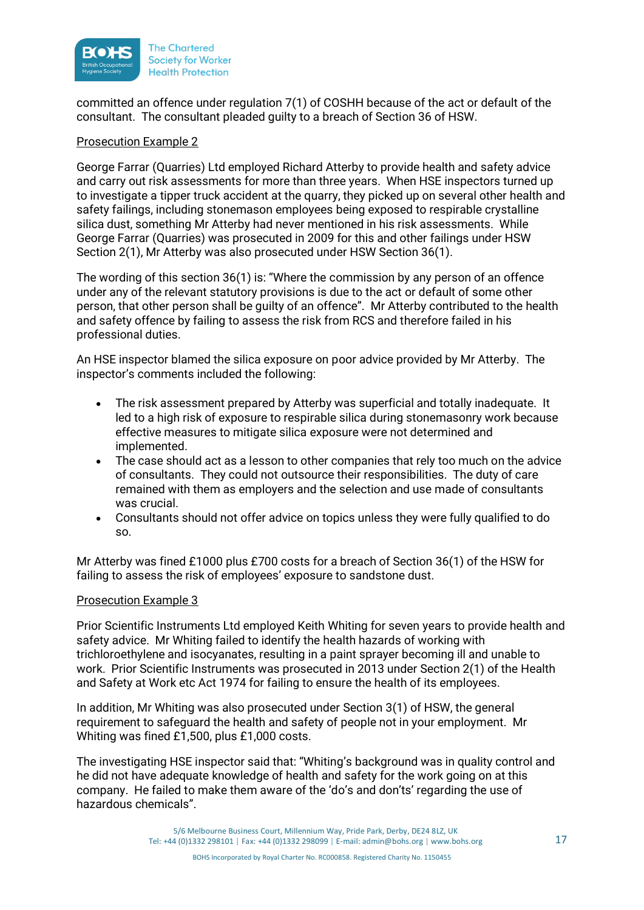committed an offence under regulation 7(1) of COSHH because of the act or default of the consultant. The consultant pleaded guilty to a breach of Section 36 of HSW.

<u>Prosecution Example 2</u>

George Farrar (Quarries) Ltd employed Richard Atterby to provide health and safety advice and carry out risk assessments for more than three years. When HSE inspectors turned up to investigate a tipper truck accident at the quarry, they picked up on several other health and safety failings, including stonemason employees being exposed to respirable crystalline silica dust, something Mr Atterby had never mentioned in his risk assessments. While George Farrar (Quarries) was prosecuted in 2009 for this and other failings under HSW Section 2(1), Mr Atterby was also prosecuted under HSW Section 36(1).

The wording of this section 36(1) is: "Where the commission by any person of an offence under any of the relevant statutory provisions is due to the act or default of some other person, that other person shall be guilty of an offence". Mr Atterby contributed to the health and safety offence by failing to assess the risk from RCS and therefore failed in his professional duties.

An HSE inspector blamed the silica exposure on poor advice provided by Mr Atterby. The inspector's comments included the following:

- The risk assessment prepared by Atterby was superficial and totally inadequate. It led to a high risk of exposure to respirable silica during stonemasonry work because effective measures to mitigate silica exposure were not determined and implemented.
- The case should act as a lesson to other companies that rely too much on the advice of consultants. They could not outsource their responsibilities. The duty of care remained with them as employers and the selection and use made of consultants was crucial.
- Consultants should not offer advice on topics unless they were fully qualified to do so.

Mr Atterby was fined £1000 plus £700 costs for a breach of Section 36(1) of the HSW for failing to assess the risk of employees' exposure to sandstone dust.

<u>Prosecution Example 3</u>

Prior Scientific Instruments Ltd employed Keith Whiting for seven years to provide health and safety advice. Mr Whiting failed to identify the health hazards of working with trichloroethylene and isocyanates, resulting in a paint sprayer becoming ill and unable to work. Prior Scientific Instruments was prosecuted in 2013 under Section 2(1) of the Health and Safety at Work etc Act 1974 for failing to ensure the health of its employees.

In addition, Mr Whiting was also prosecuted under Section 3(1) of HSW, the general requirement to safeguard the health and safety of people not in your employment. Mr Whiting was fined £1,500, plus £1,000 costs.

The investigating HSE inspector said that: "Whiting's background was in quality control and he did not have adequate knowledge of health and safety for the work going on at this company. He failed to make them aware of the 'do's and don'ts' regarding the use of hazardous chemicals".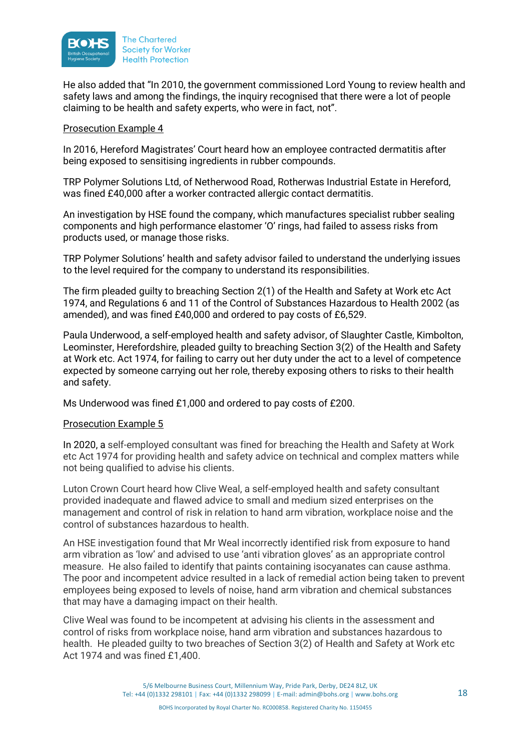He also added that "In 2010, the government commissioned Lord Young to review health and safety laws and among the findings, the inquiry recognised that there were a lot of people claiming to be health and safety experts, who were in fact, not".

Prosecution Example 4

In 2016, Hereford Magistrates' Court heard how an employee contracted dermatitis after being exposed to sensitising ingredients in rubber compounds.

TRP Polymer Solutions Ltd, of Netherwood Road, Rotherwas Industrial Estate in Hereford, was fined £40,000 after a worker contracted allergic contact dermatitis.

An investigation by HSE found the company, which manufactures specialist rubber sealing components and high performance elastomer 'O' rings, had failed to assess risks from products used, or manage those risks.

TRP Polymer Solutions' health and safety advisor failed to understand the underlying issues to the level required for the company to understand its responsibilities.

The firm pleaded guilty to breaching Section 2(1) of the Health and Safety at Work etc Act 1974, and Regulations 6 and 11 of the Control of Substances Hazardous to Health 2002 (as amended), and was fined £40,000 and ordered to pay costs of £6,529.

Paula Underwood, a self-employed health and safety advisor, of Slaughter Castle, Kimbolton, Leominster, Herefordshire, pleaded guilty to breaching Section 3(2) of the Health and Safety at Work etc. Act 1974, for failing to carry out her duty under the act to a level of competence expected by someone carrying out her role, thereby exposing others to risks to their health and safety.

Ms Underwood was fined £1,000 and ordered to pay costs of £200.

Prosecution Example 5

In 2020, a self-employed consultant was fined for breaching the Health and Safety at Work etc Act 1974 for providing health and safety advice on technical and complex matters while not being qualified to advise his clients.

Luton Crown Court heard how Clive Weal, a self-employed health and safety consultant provided inadequate and flawed advice to small and medium sized enterprises on the management and control of risk in relation to hand arm vibration, workplace noise and the control of substances hazardous to health.

An HSE investigation found that Mr Weal incorrectly identified risk from exposure to hand arm vibration as 'low' and advised to use 'anti vibration gloves' as an appropriate control measure. He also failed to identify that paints containing isocyanates can cause asthma. The poor and incompetent advice resulted in a lack of remedial action being taken to prevent employees being exposed to levels of noise, hand arm vibration and chemical substances that may have a damaging impact on their health.

Clive Weal was found to be incompetent at advising his clients in the assessment and control of risks from workplace noise, hand arm vibration and substances hazardous to health. He pleaded guilty to two breaches of Section 3(2) of Health and Safety at Work etc Act 1974 and was fined £1,400.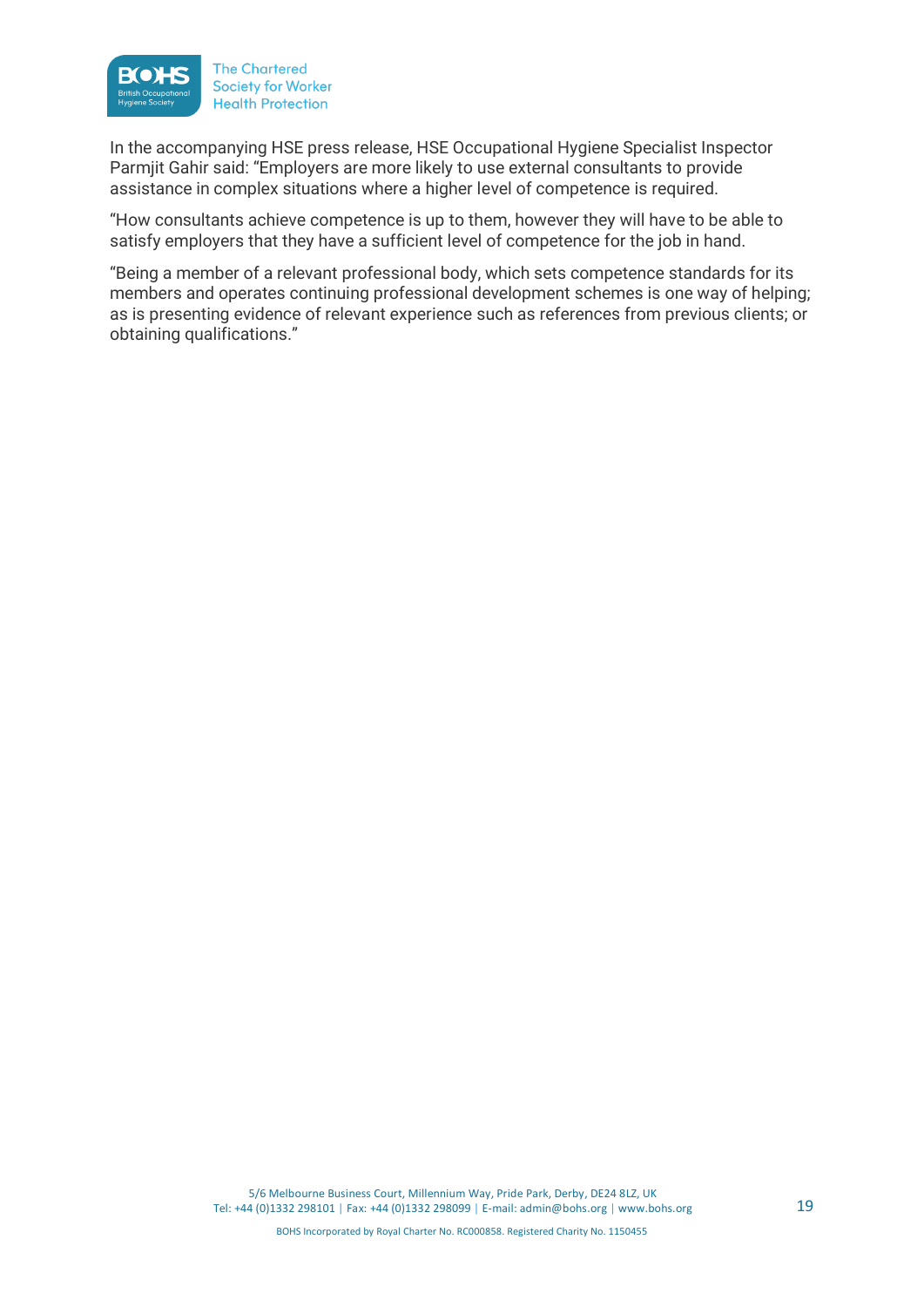In the accompanying HSE press release, HSE Occupational Hygiene Specialist Inspector Parmjit Gahir said: "Employers are more likely to use external consultants to provide assistance in complex situations where a higher level of competence is required.

"How consultants achieve competence is up to them, however they will have to be able to satisfy employers that they have a sufficient level of competence for the job in hand.

"Being a member of a relevant professional body, which sets competence standards for its members and operates continuing professional development schemes is one way of helping; as is presenting evidence of relevant experience such as references from previous clients; or obtaining qualifications."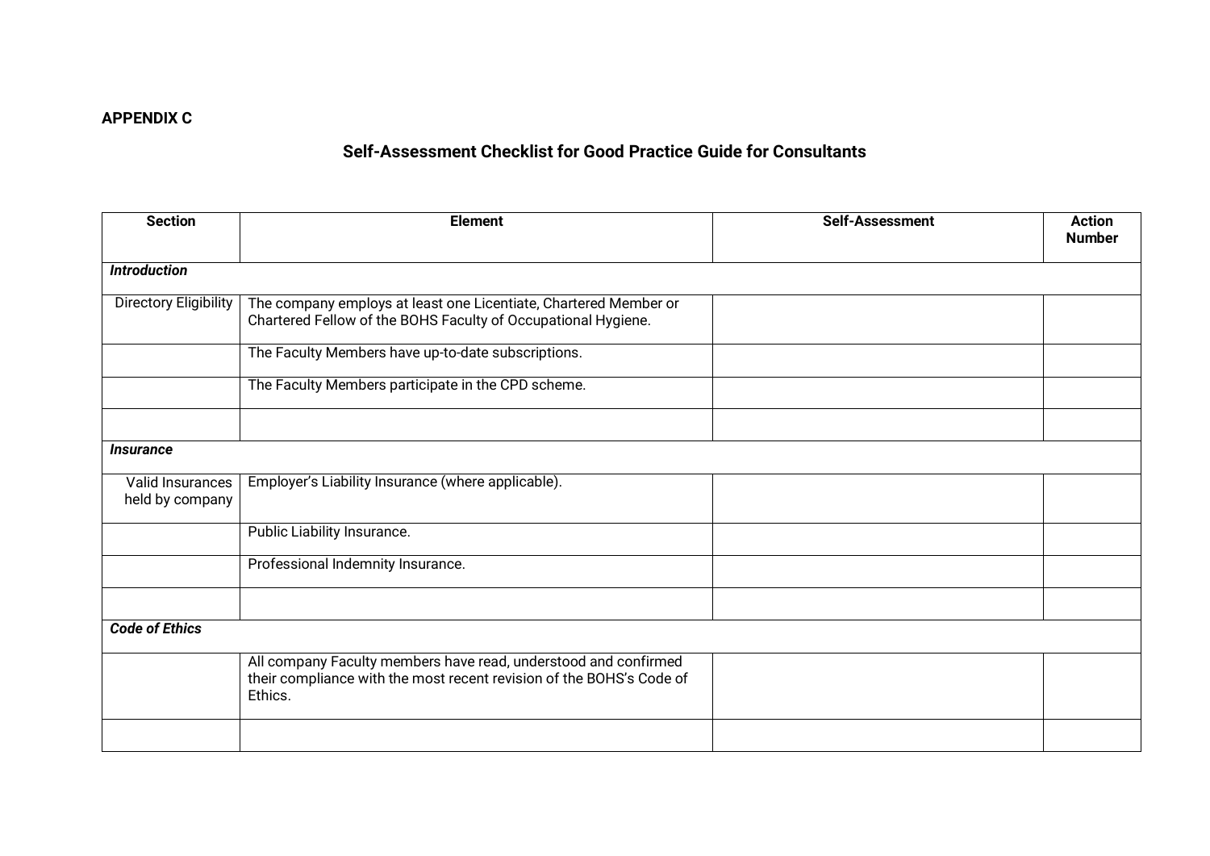**APPENDIX C**

## Self-Assessment Checklist for Good Practice Guide for Consultants

| Section | Element | Self-Assessment | Action Number |
|---|---|---|---|
| ***Introduction*** | | | |
| Directory Eligibility | The company employs at least one Licentiate, Chartered Member or Chartered Fellow of the BOHS Faculty of Occupational Hygiene. | | |
| | The Faculty Members have up-to-date subscriptions. | | |
| | The Faculty Members participate in the CPD scheme. | | |
| | | | |
| ***Insurance*** | | | |
| Valid Insurances held by company | Employer's Liability Insurance (where applicable). | | |
| | Public Liability Insurance. | | |
| | Professional Indemnity Insurance. | | |
| | | | |
| ***Code of Ethics*** | | | |
| | All company Faculty members have read, understood and confirmed their compliance with the most recent revision of the BOHS's Code of Ethics. | | |
| | | | |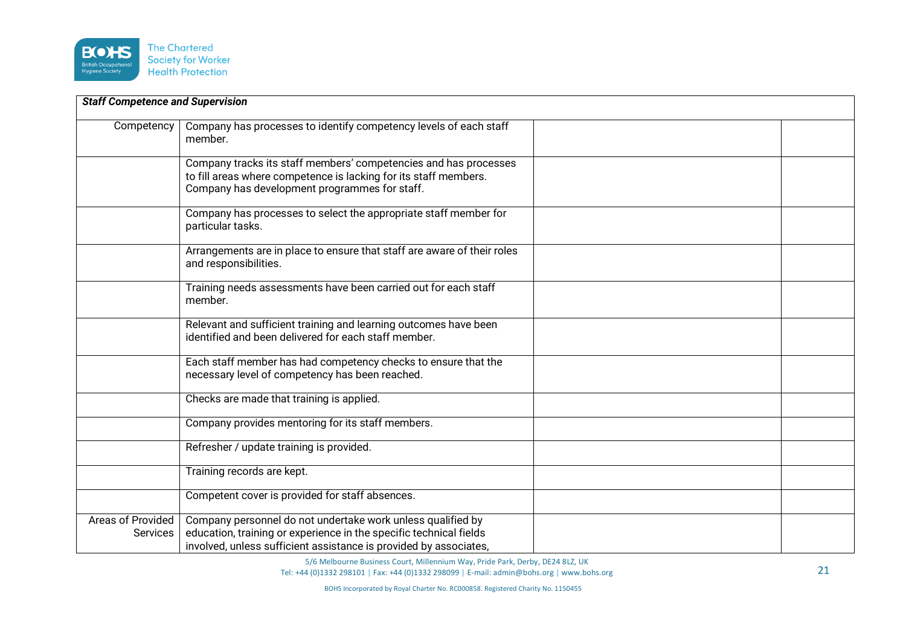| *Staff Competence and Supervision* | | | |
|---|---|---|---|
| Competency | Company has processes to identify competency levels of each staff member. | | |
| | Company tracks its staff members' competencies and has processes to fill areas where competence is lacking for its staff members. Company has development programmes for staff. | | |
| | Company has processes to select the appropriate staff member for particular tasks. | | |
| | Arrangements are in place to ensure that staff are aware of their roles and responsibilities. | | |
| | Training needs assessments have been carried out for each staff member. | | |
| | Relevant and sufficient training and learning outcomes have been identified and been delivered for each staff member. | | |
| | Each staff member has had competency checks to ensure that the necessary level of competency has been reached. | | |
| | Checks are made that training is applied. | | |
| | Company provides mentoring for its staff members. | | |
| | Refresher / update training is provided. | | |
| | Training records are kept. | | |
| | Competent cover is provided for staff absences. | | |
| Areas of Provided Services | Company personnel do not undertake work unless qualified by education, training or experience in the specific technical fields involved, unless sufficient assistance is provided by associates, | | |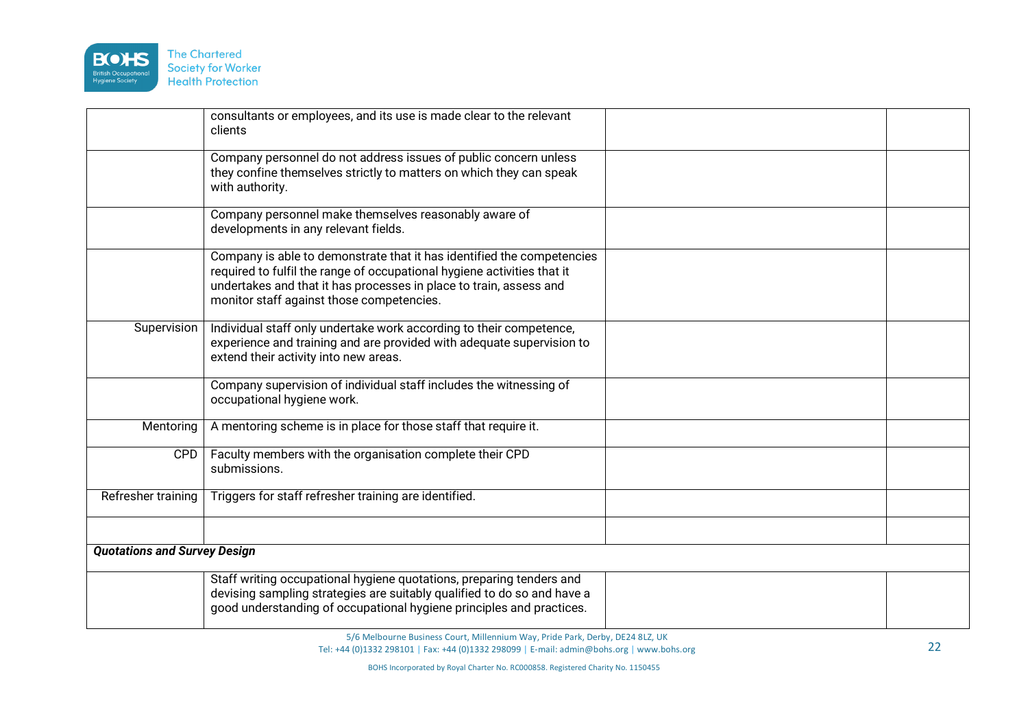| | | | |
|---|---|---|---|
| | consultants or employees, and its use is made clear to the relevant clients | | |
| | Company personnel do not address issues of public concern unless they confine themselves strictly to matters on which they can speak with authority. | | |
| | Company personnel make themselves reasonably aware of developments in any relevant fields. | | |
| | Company is able to demonstrate that it has identified the competencies required to fulfil the range of occupational hygiene activities that it undertakes and that it has processes in place to train, assess and monitor staff against those competencies. | | |
| Supervision | Individual staff only undertake work according to their competence, experience and training and are provided with adequate supervision to extend their activity into new areas. | | |
| | Company supervision of individual staff includes the witnessing of occupational hygiene work. | | |
| Mentoring | A mentoring scheme is in place for those staff that require it. | | |
| CPD | Faculty members with the organisation complete their CPD submissions. | | |
| Refresher training | Triggers for staff refresher training are identified. | | |
| | | | |
| ***Quotations and Survey Design*** | | | |
| | Staff writing occupational hygiene quotations, preparing tenders and devising sampling strategies are suitably qualified to do so and have a good understanding of occupational hygiene principles and practices. | | |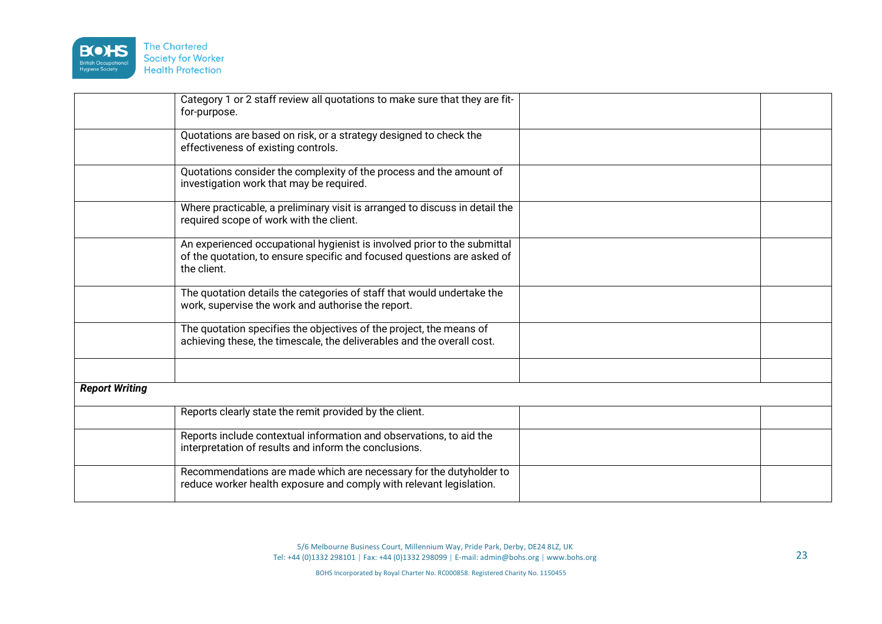| | | | |
|---|---|---|---|
| | Category 1 or 2 staff review all quotations to make sure that they are fit-for-purpose. | | |
| | Quotations are based on risk, or a strategy designed to check the effectiveness of existing controls. | | |
| | Quotations consider the complexity of the process and the amount of investigation work that may be required. | | |
| | Where practicable, a preliminary visit is arranged to discuss in detail the required scope of work with the client. | | |
| | An experienced occupational hygienist is involved prior to the submittal of the quotation, to ensure specific and focused questions are asked of the client. | | |
| | The quotation details the categories of staff that would undertake the work, supervise the work and authorise the report. | | |
| | The quotation specifies the objectives of the project, the means of achieving these, the timescale, the deliverables and the overall cost. | | |
| | | | |
| ***Report Writing*** | | | |
| | Reports clearly state the remit provided by the client. | | |
| | Reports include contextual information and observations, to aid the interpretation of results and inform the conclusions. | | |
| | Recommendations are made which are necessary for the dutyholder to reduce worker health exposure and comply with relevant legislation. | | |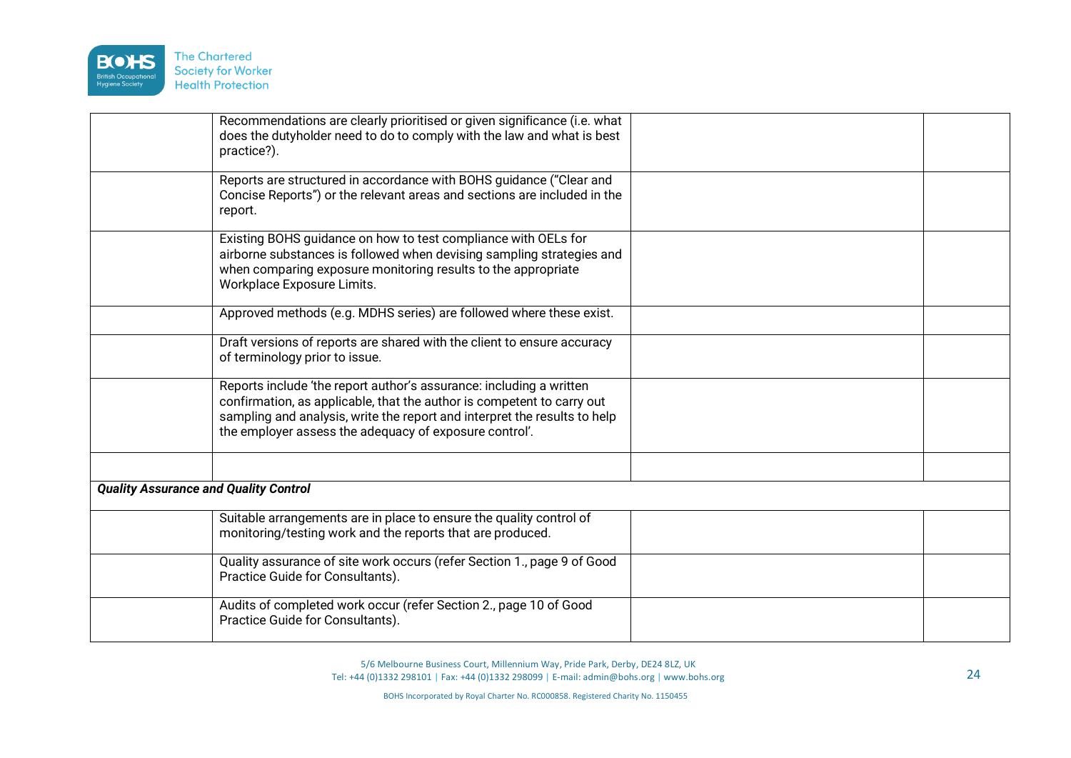| | | | |
|---|---|---|---|
| | Recommendations are clearly prioritised or given significance (i.e. what does the dutyholder need to do to comply with the law and what is best practice?). | | |
| | Reports are structured in accordance with BOHS guidance ("Clear and Concise Reports") or the relevant areas and sections are included in the report. | | |
| | Existing BOHS guidance on how to test compliance with OELs for airborne substances is followed when devising sampling strategies and when comparing exposure monitoring results to the appropriate Workplace Exposure Limits. | | |
| | Approved methods (e.g. MDHS series) are followed where these exist. | | |
| | Draft versions of reports are shared with the client to ensure accuracy of terminology prior to issue. | | |
| | Reports include 'the report author's assurance: including a written confirmation, as applicable, that the author is competent to carry out sampling and analysis, write the report and interpret the results to help the employer assess the adequacy of exposure control'. | | |
| | | | |
| ***Quality Assurance and Quality Control*** | | | |
| | Suitable arrangements are in place to ensure the quality control of monitoring/testing work and the reports that are produced. | | |
| | Quality assurance of site work occurs (refer Section 1., page 9 of Good Practice Guide for Consultants). | | |
| | Audits of completed work occur (refer Section 2., page 10 of Good Practice Guide for Consultants). | | |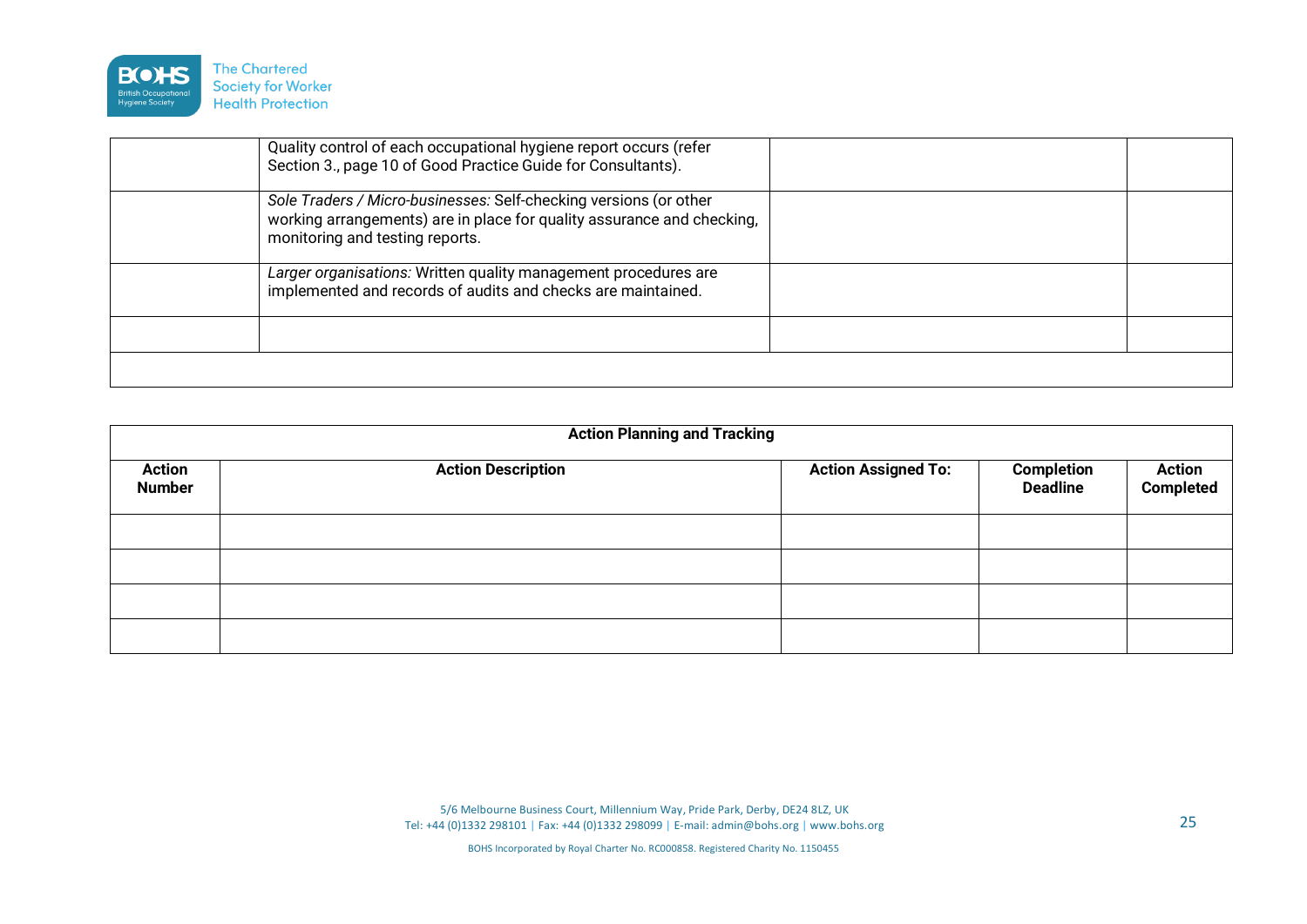| | | | |
|---|---|---|---|
| | Quality control of each occupational hygiene report occurs (refer Section 3., page 10 of Good Practice Guide for Consultants). | | |
| | *Sole Traders / Micro-businesses:* Self-checking versions (or other working arrangements) are in place for quality assurance and checking, monitoring and testing reports. | | |
| | *Larger organisations:* Written quality management procedures are implemented and records of audits and checks are maintained. | | |
| | | | |
| | | | |

| **Action Planning and Tracking** | | | | |
|---|---|---|---|---|
| **Action Number** | **Action Description** | **Action Assigned To:** | **Completion Deadline** | **Action Completed** |
| | | | | |
| | | | | |
| | | | | |
| | | | | |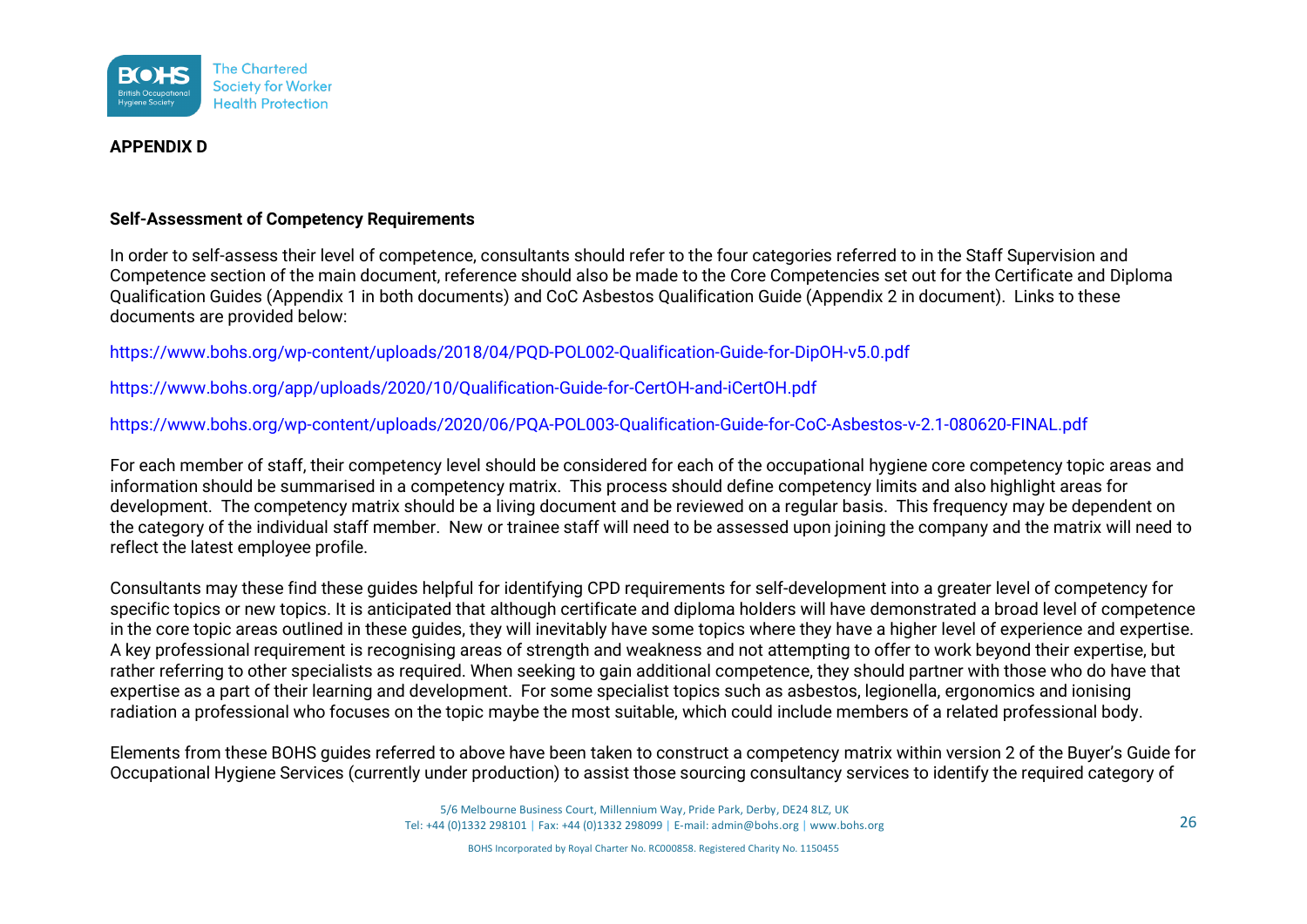**APPENDIX D**

**Self-Assessment of Competency Requirements**

In order to self-assess their level of competence, consultants should refer to the four categories referred to in the Staff Supervision and Competence section of the main document, reference should also be made to the Core Competencies set out for the Certificate and Diploma Qualification Guides (Appendix 1 in both documents) and CoC Asbestos Qualification Guide (Appendix 2 in document). Links to these documents are provided below:

https://www.bohs.org/wp-content/uploads/2018/04/PQD-POL002-Qualification-Guide-for-DipOH-v5.0.pdf

https://www.bohs.org/app/uploads/2020/10/Qualification-Guide-for-CertOH-and-iCertOH.pdf

https://www.bohs.org/wp-content/uploads/2020/06/PQA-POL003-Qualification-Guide-for-CoC-Asbestos-v-2.1-080620-FINAL.pdf

For each member of staff, their competency level should be considered for each of the occupational hygiene core competency topic areas and information should be summarised in a competency matrix. This process should define competency limits and also highlight areas for development. The competency matrix should be a living document and be reviewed on a regular basis. This frequency may be dependent on the category of the individual staff member. New or trainee staff will need to be assessed upon joining the company and the matrix will need to reflect the latest employee profile.

Consultants may these find these guides helpful for identifying CPD requirements for self-development into a greater level of competency for specific topics or new topics. It is anticipated that although certificate and diploma holders will have demonstrated a broad level of competence in the core topic areas outlined in these guides, they will inevitably have some topics where they have a higher level of experience and expertise. A key professional requirement is recognising areas of strength and weakness and not attempting to offer to work beyond their expertise, but rather referring to other specialists as required. When seeking to gain additional competence, they should partner with those who do have that expertise as a part of their learning and development. For some specialist topics such as asbestos, legionella, ergonomics and ionising radiation a professional who focuses on the topic maybe the most suitable, which could include members of a related professional body.

Elements from these BOHS guides referred to above have been taken to construct a competency matrix within version 2 of the Buyer's Guide for Occupational Hygiene Services (currently under production) to assist those sourcing consultancy services to identify the required category of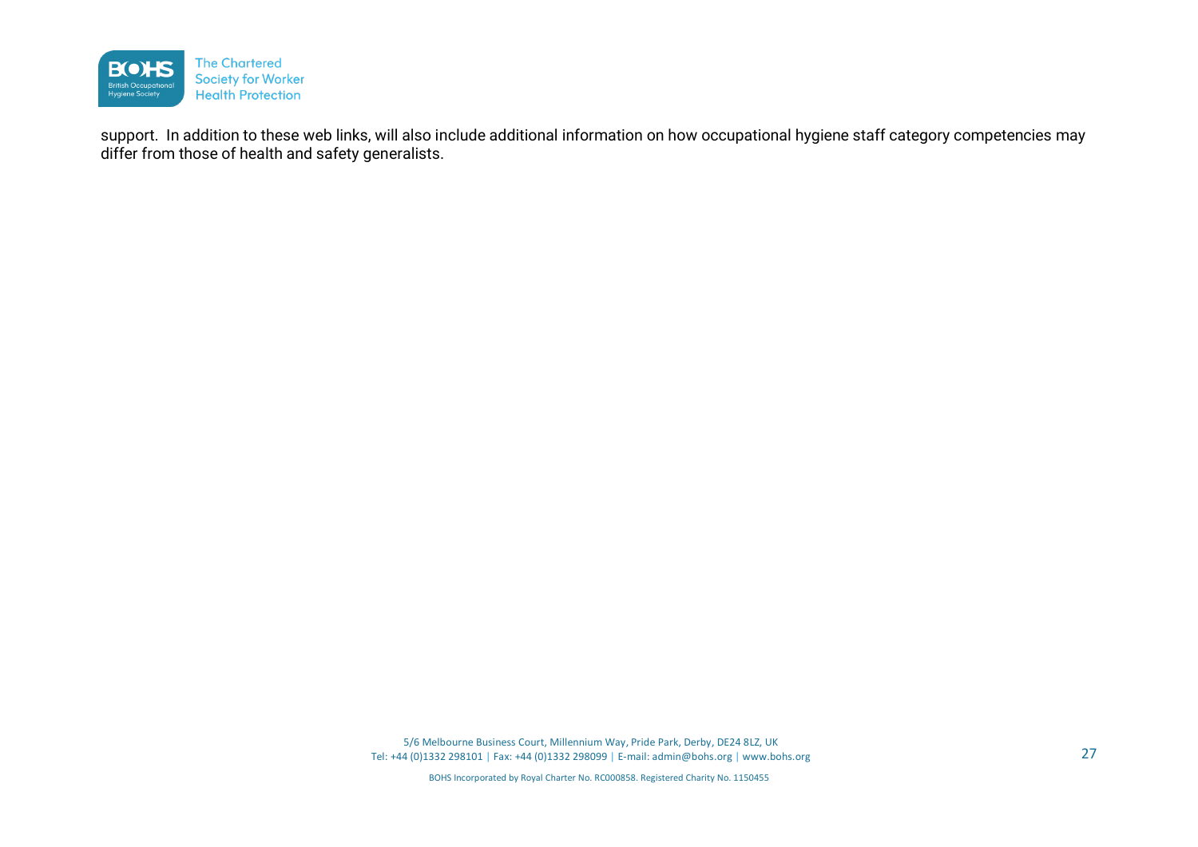support. In addition to these web links, will also include additional information on how occupational hygiene staff category competencies may differ from those of health and safety generalists.